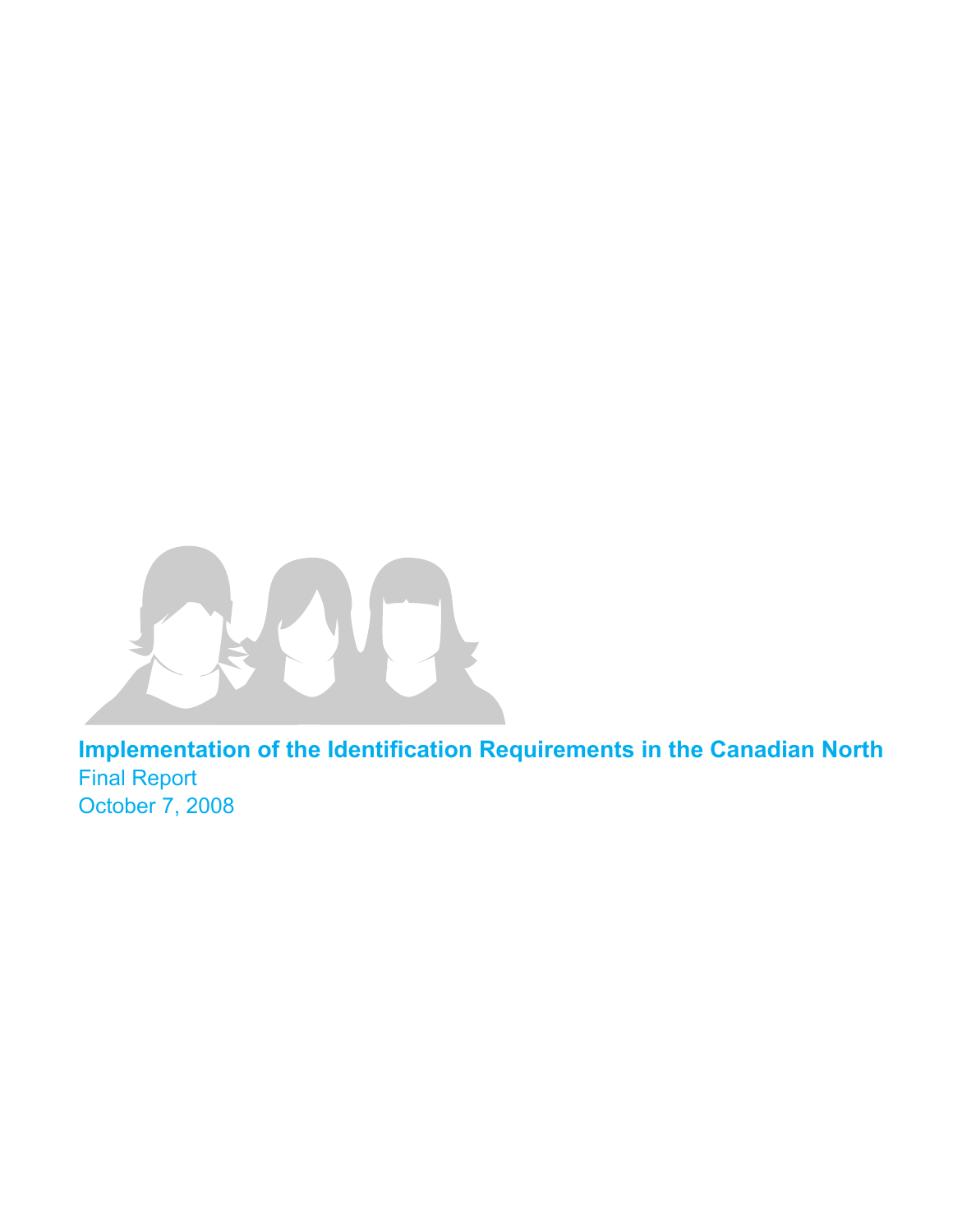# Implementation of the Identification Requirements in the Canadian North

Final Report

October 7, 2008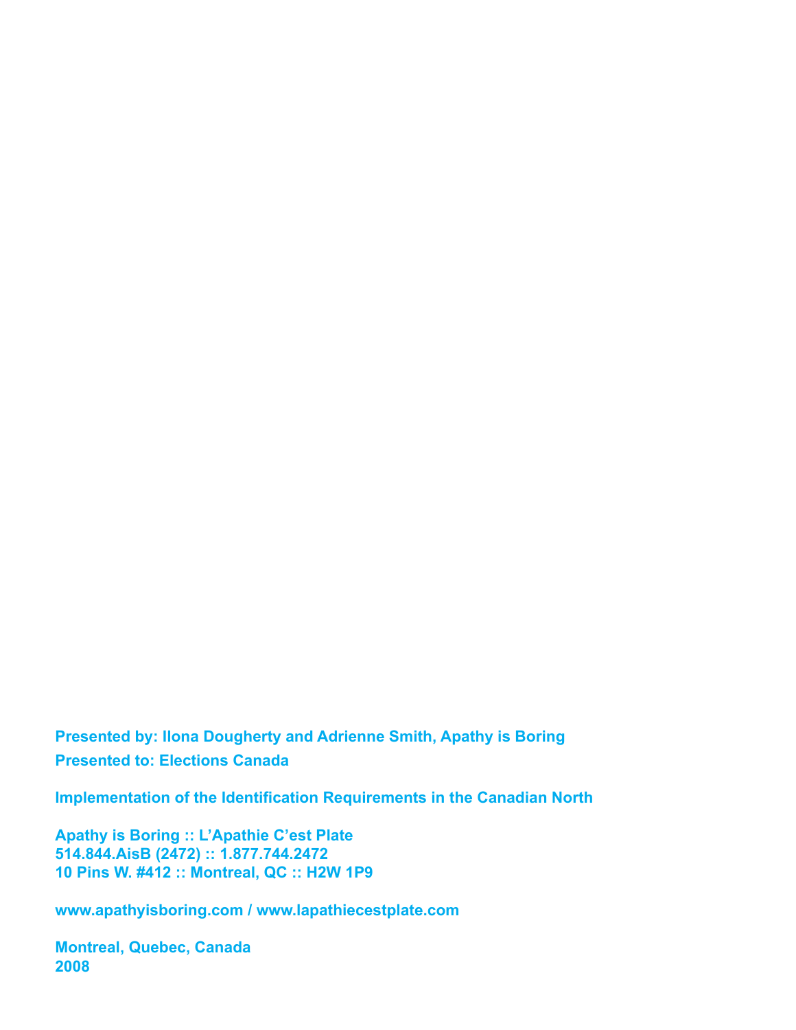**Presented by: Ilona Dougherty and Adrienne Smith, Apathy is Boring**

**Presented to: Elections Canada**

**Implementation of the Identification Requirements in the Canadian North**

**Apathy is Boring :: L'Apathie C'est Plate**
**514.844.AisB (2472) :: 1.877.744.2472**
**10 Pins W. #412 :: Montreal, QC :: H2W 1P9**

**www.apathyisboring.com / www.lapathiecestplate.com**

**Montreal, Quebec, Canada**
**2008**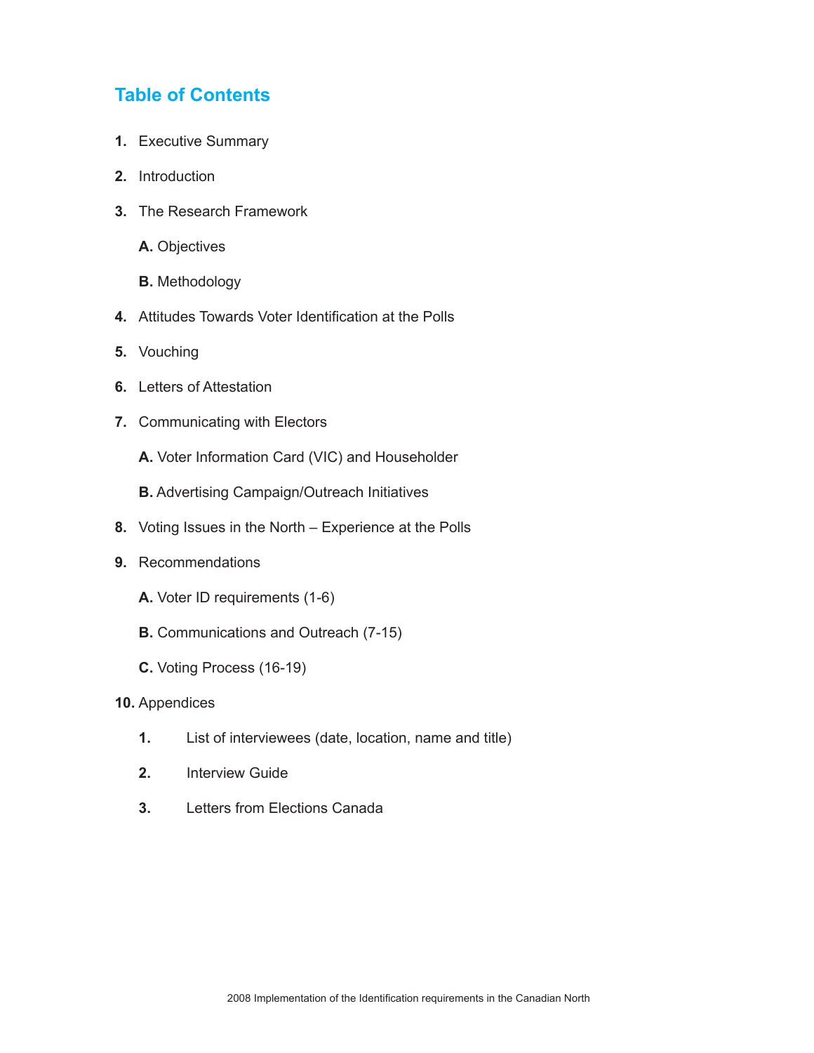## Table of Contents

1. Executive Summary
2. Introduction
3. The Research Framework
   - **A.** Objectives
   - **B.** Methodology
4. Attitudes Towards Voter Identification at the Polls
5. Vouching
6. Letters of Attestation
7. Communicating with Electors
   - **A.** Voter Information Card (VIC) and Householder
   - **B.** Advertising Campaign/Outreach Initiatives
8. Voting Issues in the North – Experience at the Polls
9. Recommendations
   - **A.** Voter ID requirements (1-6)
   - **B.** Communications and Outreach (7-15)
   - **C.** Voting Process (16-19)
10. Appendices
    1. List of interviewees (date, location, name and title)
    2. Interview Guide
    3. Letters from Elections Canada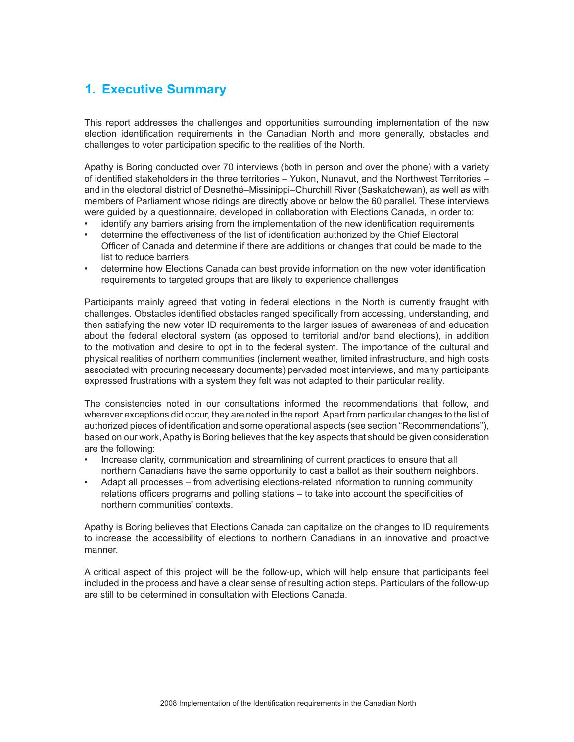# 1. Executive Summary

This report addresses the challenges and opportunities surrounding implementation of the new election identification requirements in the Canadian North and more generally, obstacles and challenges to voter participation specific to the realities of the North.

Apathy is Boring conducted over 70 interviews (both in person and over the phone) with a variety of identified stakeholders in the three territories – Yukon, Nunavut, and the Northwest Territories – and in the electoral district of Desnethé–Missinippi–Churchill River (Saskatchewan), as well as with members of Parliament whose ridings are directly above or below the 60 parallel. These interviews were guided by a questionnaire, developed in collaboration with Elections Canada, in order to:

- identify any barriers arising from the implementation of the new identification requirements
- determine the effectiveness of the list of identification authorized by the Chief Electoral Officer of Canada and determine if there are additions or changes that could be made to the list to reduce barriers
- determine how Elections Canada can best provide information on the new voter identification requirements to targeted groups that are likely to experience challenges

Participants mainly agreed that voting in federal elections in the North is currently fraught with challenges. Obstacles identified obstacles ranged specifically from accessing, understanding, and then satisfying the new voter ID requirements to the larger issues of awareness of and education about the federal electoral system (as opposed to territorial and/or band elections), in addition to the motivation and desire to opt in to the federal system. The importance of the cultural and physical realities of northern communities (inclement weather, limited infrastructure, and high costs associated with procuring necessary documents) pervaded most interviews, and many participants expressed frustrations with a system they felt was not adapted to their particular reality.

The consistencies noted in our consultations informed the recommendations that follow, and wherever exceptions did occur, they are noted in the report. Apart from particular changes to the list of authorized pieces of identification and some operational aspects (see section "Recommendations"), based on our work, Apathy is Boring believes that the key aspects that should be given consideration are the following:

- Increase clarity, communication and streamlining of current practices to ensure that all northern Canadians have the same opportunity to cast a ballot as their southern neighbors.
- Adapt all processes – from advertising elections-related information to running community relations officers programs and polling stations – to take into account the specificities of northern communities' contexts.

Apathy is Boring believes that Elections Canada can capitalize on the changes to ID requirements to increase the accessibility of elections to northern Canadians in an innovative and proactive manner.

A critical aspect of this project will be the follow-up, which will help ensure that participants feel included in the process and have a clear sense of resulting action steps. Particulars of the follow-up are still to be determined in consultation with Elections Canada.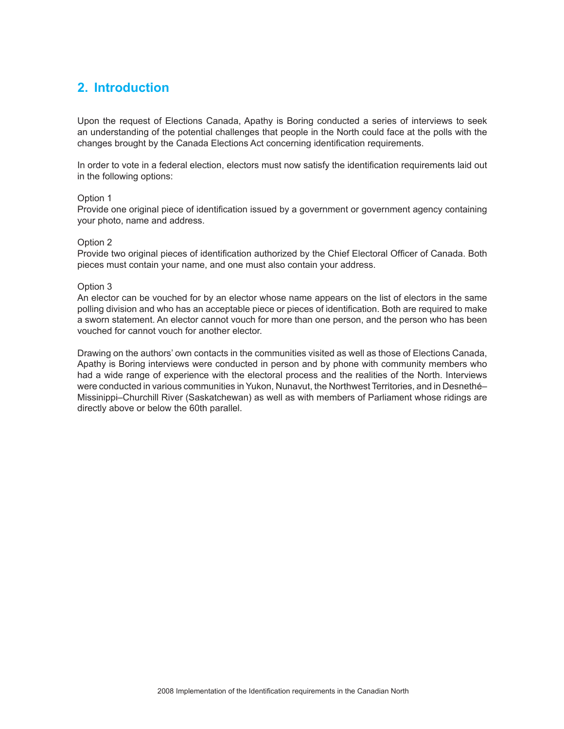## 2. Introduction

Upon the request of Elections Canada, Apathy is Boring conducted a series of interviews to seek an understanding of the potential challenges that people in the North could face at the polls with the changes brought by the Canada Elections Act concerning identification requirements.

In order to vote in a federal election, electors must now satisfy the identification requirements laid out in the following options:

Option 1
Provide one original piece of identification issued by a government or government agency containing your photo, name and address.

Option 2
Provide two original pieces of identification authorized by the Chief Electoral Officer of Canada. Both pieces must contain your name, and one must also contain your address.

Option 3
An elector can be vouched for by an elector whose name appears on the list of electors in the same polling division and who has an acceptable piece or pieces of identification. Both are required to make a sworn statement. An elector cannot vouch for more than one person, and the person who has been vouched for cannot vouch for another elector.

Drawing on the authors' own contacts in the communities visited as well as those of Elections Canada, Apathy is Boring interviews were conducted in person and by phone with community members who had a wide range of experience with the electoral process and the realities of the North. Interviews were conducted in various communities in Yukon, Nunavut, the Northwest Territories, and in Desnethé–Missinippi–Churchill River (Saskatchewan) as well as with members of Parliament whose ridings are directly above or below the 60th parallel.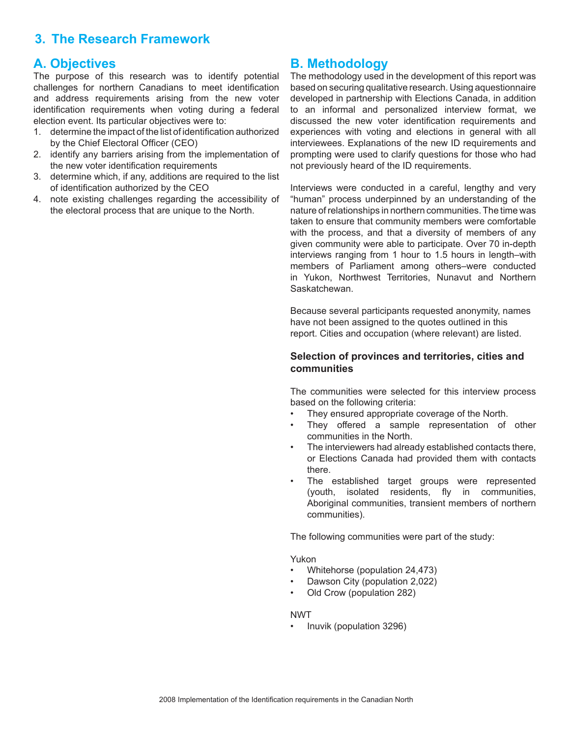# 3. The Research Framework

## A. Objectives

The purpose of this research was to identify potential challenges for northern Canadians to meet identification and address requirements arising from the new voter identification requirements when voting during a federal election event. Its particular objectives were to:

1. determine the impact of the list of identification authorized by the Chief Electoral Officer (CEO)
2. identify any barriers arising from the implementation of the new voter identification requirements
3. determine which, if any, additions are required to the list of identification authorized by the CEO
4. note existing challenges regarding the accessibility of the electoral process that are unique to the North.

## B. Methodology

The methodology used in the development of this report was based on securing qualitative research. Using aquestionnaire developed in partnership with Elections Canada, in addition to an informal and personalized interview format, we discussed the new voter identification requirements and experiences with voting and elections in general with all interviewees. Explanations of the new ID requirements and prompting were used to clarify questions for those who had not previously heard of the ID requirements.

Interviews were conducted in a careful, lengthy and very "human" process underpinned by an understanding of the nature of relationships in northern communities. The time was taken to ensure that community members were comfortable with the process, and that a diversity of members of any given community were able to participate. Over 70 in-depth interviews ranging from 1 hour to 1.5 hours in length–with members of Parliament among others–were conducted in Yukon, Northwest Territories, Nunavut and Northern Saskatchewan.

Because several participants requested anonymity, names have not been assigned to the quotes outlined in this report. Cities and occupation (where relevant) are listed.

### Selection of provinces and territories, cities and communities

The communities were selected for this interview process based on the following criteria:

- They ensured appropriate coverage of the North.
- They offered a sample representation of other communities in the North.
- The interviewers had already established contacts there, or Elections Canada had provided them with contacts there.
- The established target groups were represented (youth, isolated residents, fly in communities, Aboriginal communities, transient members of northern communities).

The following communities were part of the study:

Yukon

- Whitehorse (population 24,473)
- Dawson City (population 2,022)
- Old Crow (population 282)

NWT

- Inuvik (population 3296)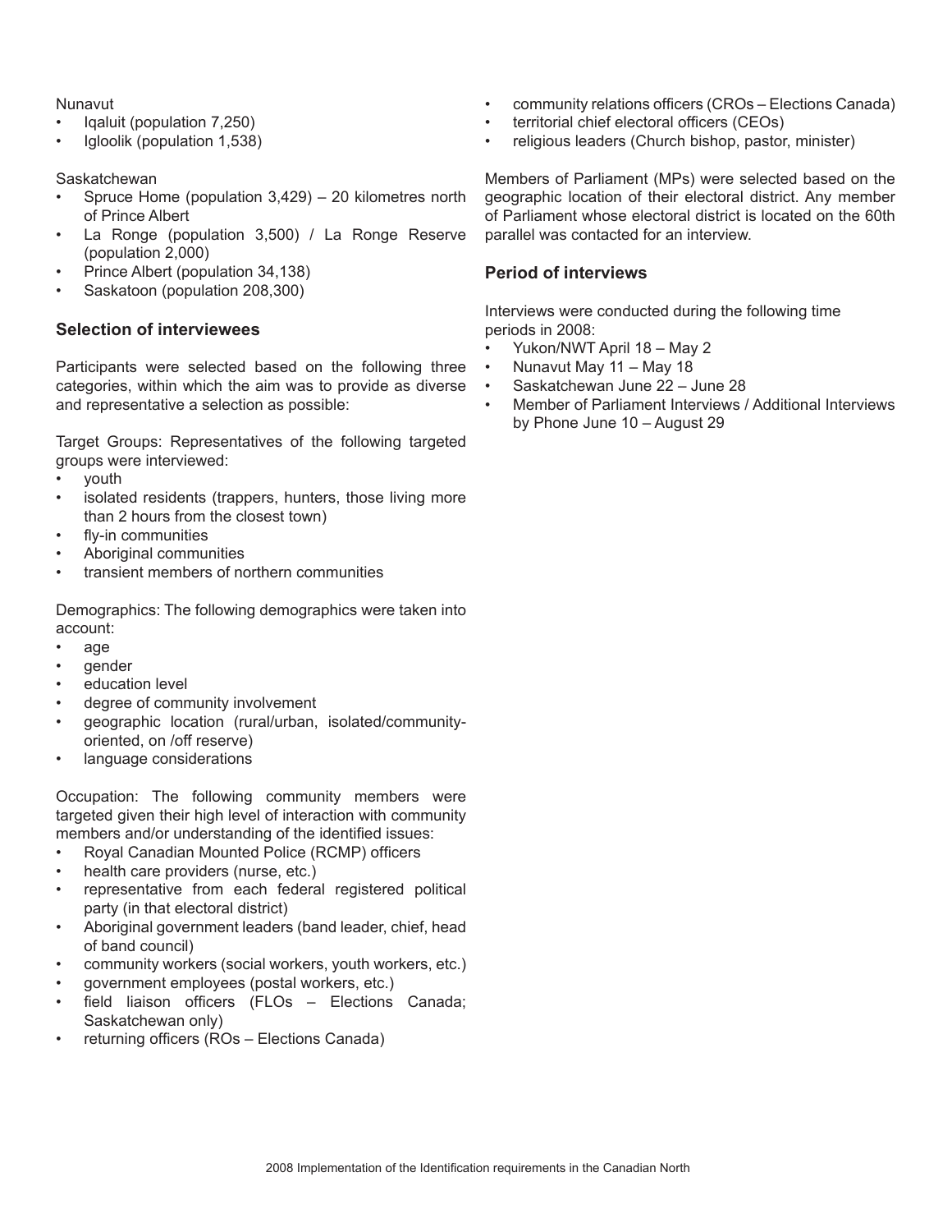Nunavut

- Iqaluit (population 7,250)
- Igloolik (population 1,538)

Saskatchewan

- Spruce Home (population 3,429) – 20 kilometres north of Prince Albert
- La Ronge (population 3,500) / La Ronge Reserve (population 2,000)
- Prince Albert (population 34,138)
- Saskatoon (population 208,300)

### Selection of interviewees

Participants were selected based on the following three categories, within which the aim was to provide as diverse and representative a selection as possible:

Target Groups: Representatives of the following targeted groups were interviewed:

- youth
- isolated residents (trappers, hunters, those living more than 2 hours from the closest town)
- fly-in communities
- Aboriginal communities
- transient members of northern communities

Demographics: The following demographics were taken into account:

- age
- gender
- education level
- degree of community involvement
- geographic location (rural/urban, isolated/community-oriented, on /off reserve)
- language considerations

Occupation: The following community members were targeted given their high level of interaction with community members and/or understanding of the identified issues:

- Royal Canadian Mounted Police (RCMP) officers
- health care providers (nurse, etc.)
- representative from each federal registered political party (in that electoral district)
- Aboriginal government leaders (band leader, chief, head of band council)
- community workers (social workers, youth workers, etc.)
- government employees (postal workers, etc.)
- field liaison officers (FLOs – Elections Canada; Saskatchewan only)
- returning officers (ROs – Elections Canada)
- community relations officers (CROs – Elections Canada)
- territorial chief electoral officers (CEOs)
- religious leaders (Church bishop, pastor, minister)

Members of Parliament (MPs) were selected based on the geographic location of their electoral district. Any member of Parliament whose electoral district is located on the 60th parallel was contacted for an interview.

### Period of interviews

Interviews were conducted during the following time periods in 2008:

- Yukon/NWT April 18 – May 2
- Nunavut May 11 – May 18
- Saskatchewan June 22 – June 28
- Member of Parliament Interviews / Additional Interviews by Phone June 10 – August 29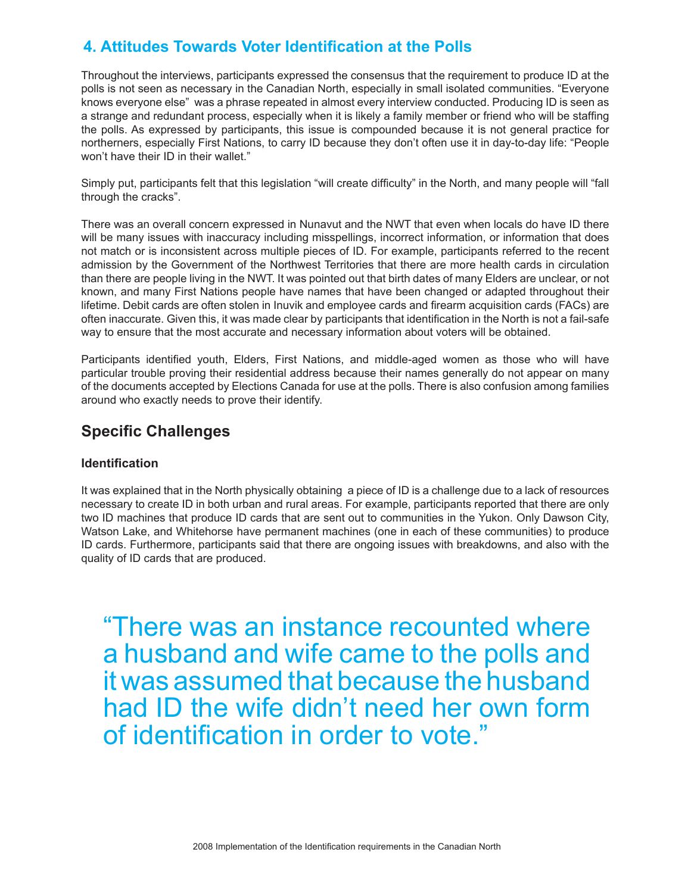## 4. Attitudes Towards Voter Identification at the Polls

Throughout the interviews, participants expressed the consensus that the requirement to produce ID at the polls is not seen as necessary in the Canadian North, especially in small isolated communities. "Everyone knows everyone else" was a phrase repeated in almost every interview conducted. Producing ID is seen as a strange and redundant process, especially when it is likely a family member or friend who will be staffing the polls. As expressed by participants, this issue is compounded because it is not general practice for northerners, especially First Nations, to carry ID because they don't often use it in day-to-day life: "People won't have their ID in their wallet."

Simply put, participants felt that this legislation "will create difficulty" in the North, and many people will "fall through the cracks".

There was an overall concern expressed in Nunavut and the NWT that even when locals do have ID there will be many issues with inaccuracy including misspellings, incorrect information, or information that does not match or is inconsistent across multiple pieces of ID. For example, participants referred to the recent admission by the Government of the Northwest Territories that there are more health cards in circulation than there are people living in the NWT. It was pointed out that birth dates of many Elders are unclear, or not known, and many First Nations people have names that have been changed or adapted throughout their lifetime. Debit cards are often stolen in Inuvik and employee cards and firearm acquisition cards (FACs) are often inaccurate. Given this, it was made clear by participants that identification in the North is not a fail-safe way to ensure that the most accurate and necessary information about voters will be obtained.

Participants identified youth, Elders, First Nations, and middle-aged women as those who will have particular trouble proving their residential address because their names generally do not appear on many of the documents accepted by Elections Canada for use at the polls. There is also confusion among families around who exactly needs to prove their identify.

## Specific Challenges

### Identification

It was explained that in the North physically obtaining a piece of ID is a challenge due to a lack of resources necessary to create ID in both urban and rural areas. For example, participants reported that there are only two ID machines that produce ID cards that are sent out to communities in the Yukon. Only Dawson City, Watson Lake, and Whitehorse have permanent machines (one in each of these communities) to produce ID cards. Furthermore, participants said that there are ongoing issues with breakdowns, and also with the quality of ID cards that are produced.

> "There was an instance recounted where a husband and wife came to the polls and it was assumed that because the husband had ID the wife didn't need her own form of identification in order to vote."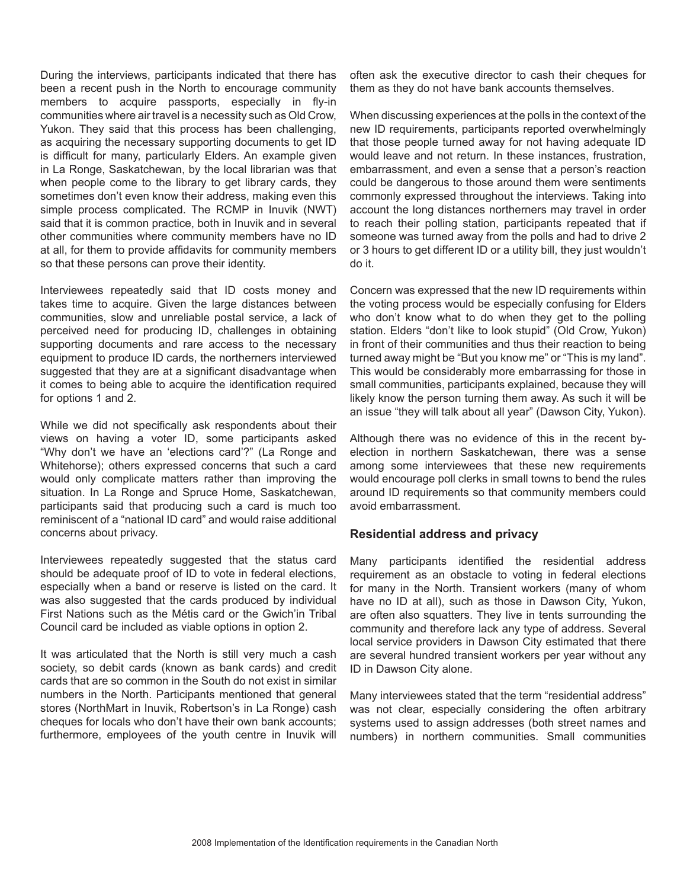During the interviews, participants indicated that there has been a recent push in the North to encourage community members to acquire passports, especially in fly-in communities where air travel is a necessity such as Old Crow, Yukon. They said that this process has been challenging, as acquiring the necessary supporting documents to get ID is difficult for many, particularly Elders. An example given in La Ronge, Saskatchewan, by the local librarian was that when people come to the library to get library cards, they sometimes don't even know their address, making even this simple process complicated. The RCMP in Inuvik (NWT) said that it is common practice, both in Inuvik and in several other communities where community members have no ID at all, for them to provide affidavits for community members so that these persons can prove their identity.

Interviewees repeatedly said that ID costs money and takes time to acquire. Given the large distances between communities, slow and unreliable postal service, a lack of perceived need for producing ID, challenges in obtaining supporting documents and rare access to the necessary equipment to produce ID cards, the northerners interviewed suggested that they are at a significant disadvantage when it comes to being able to acquire the identification required for options 1 and 2.

While we did not specifically ask respondents about their views on having a voter ID, some participants asked "Why don't we have an 'elections card'?" (La Ronge and Whitehorse); others expressed concerns that such a card would only complicate matters rather than improving the situation. In La Ronge and Spruce Home, Saskatchewan, participants said that producing such a card is much too reminiscent of a "national ID card" and would raise additional concerns about privacy.

Interviewees repeatedly suggested that the status card should be adequate proof of ID to vote in federal elections, especially when a band or reserve is listed on the card. It was also suggested that the cards produced by individual First Nations such as the Métis card or the Gwich'in Tribal Council card be included as viable options in option 2.

It was articulated that the North is still very much a cash society, so debit cards (known as bank cards) and credit cards that are so common in the South do not exist in similar numbers in the North. Participants mentioned that general stores (NorthMart in Inuvik, Robertson's in La Ronge) cash cheques for locals who don't have their own bank accounts; furthermore, employees of the youth centre in Inuvik will often ask the executive director to cash their cheques for them as they do not have bank accounts themselves.

When discussing experiences at the polls in the context of the new ID requirements, participants reported overwhelmingly that those people turned away for not having adequate ID would leave and not return. In these instances, frustration, embarrassment, and even a sense that a person's reaction could be dangerous to those around them were sentiments commonly expressed throughout the interviews. Taking into account the long distances northerners may travel in order to reach their polling station, participants repeated that if someone was turned away from the polls and had to drive 2 or 3 hours to get different ID or a utility bill, they just wouldn't do it.

Concern was expressed that the new ID requirements within the voting process would be especially confusing for Elders who don't know what to do when they get to the polling station. Elders "don't like to look stupid" (Old Crow, Yukon) in front of their communities and thus their reaction to being turned away might be "But you know me" or "This is my land". This would be considerably more embarrassing for those in small communities, participants explained, because they will likely know the person turning them away. As such it will be an issue "they will talk about all year" (Dawson City, Yukon).

Although there was no evidence of this in the recent by-election in northern Saskatchewan, there was a sense among some interviewees that these new requirements would encourage poll clerks in small towns to bend the rules around ID requirements so that community members could avoid embarrassment.

### Residential address and privacy

Many participants identified the residential address requirement as an obstacle to voting in federal elections for many in the North. Transient workers (many of whom have no ID at all), such as those in Dawson City, Yukon, are often also squatters. They live in tents surrounding the community and therefore lack any type of address. Several local service providers in Dawson City estimated that there are several hundred transient workers per year without any ID in Dawson City alone.

Many interviewees stated that the term "residential address" was not clear, especially considering the often arbitrary systems used to assign addresses (both street names and numbers) in northern communities. Small communities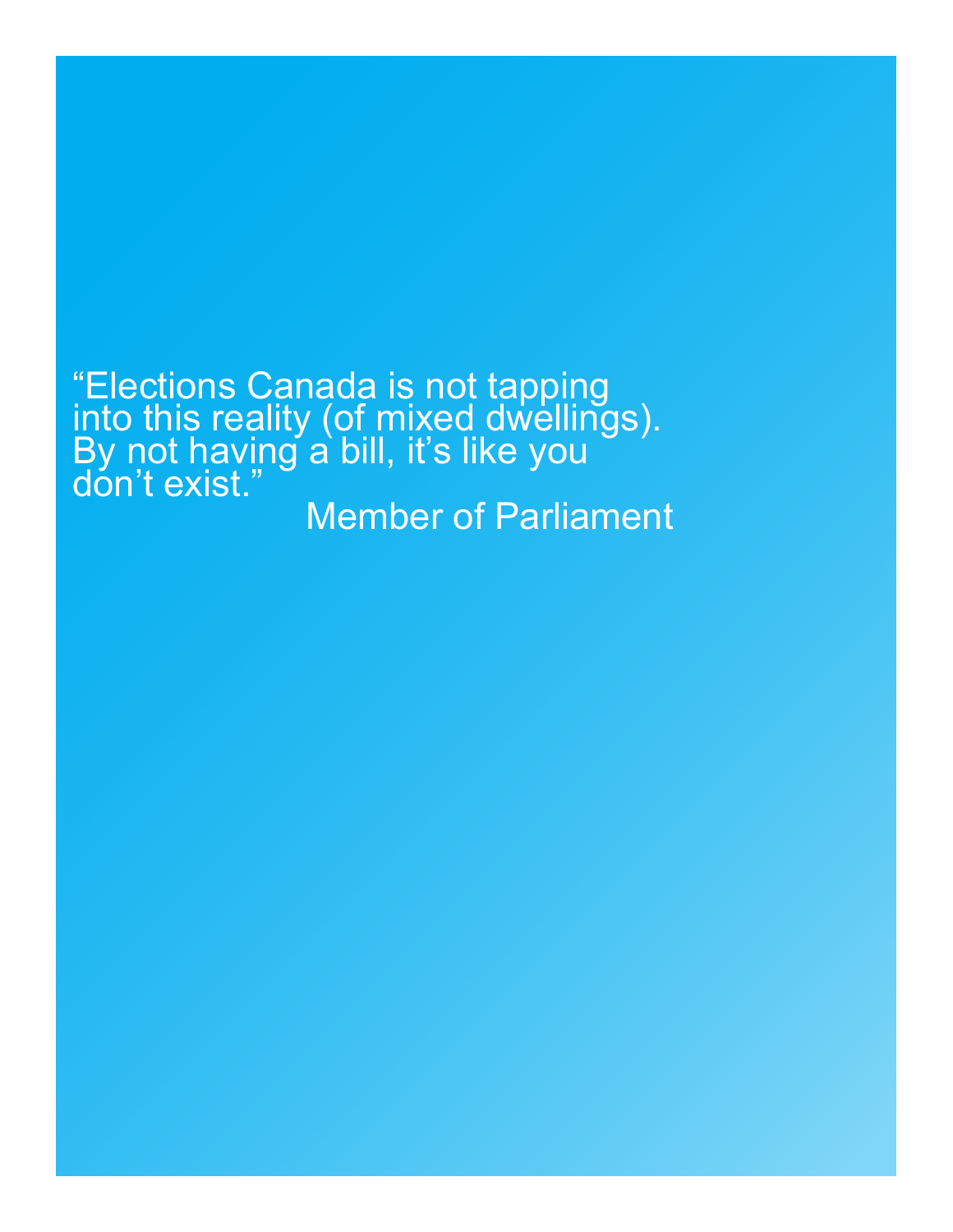"Elections Canada is not tapping into this reality (of mixed dwellings). By not having a bill, it's like you don't exist."

Member of Parliament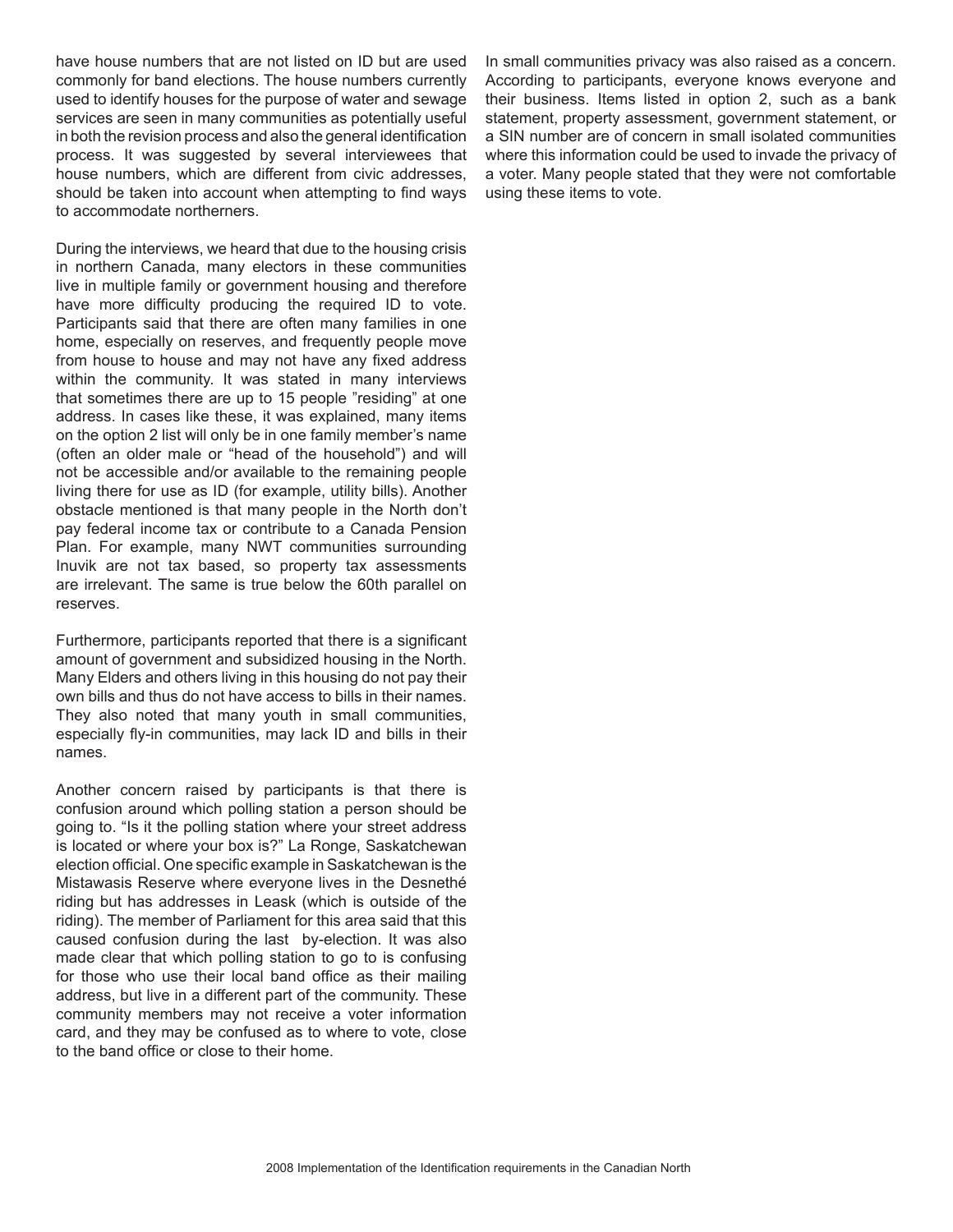have house numbers that are not listed on ID but are used commonly for band elections. The house numbers currently used to identify houses for the purpose of water and sewage services are seen in many communities as potentially useful in both the revision process and also the general identification process. It was suggested by several interviewees that house numbers, which are different from civic addresses, should be taken into account when attempting to find ways to accommodate northerners.

During the interviews, we heard that due to the housing crisis in northern Canada, many electors in these communities live in multiple family or government housing and therefore have more difficulty producing the required ID to vote. Participants said that there are often many families in one home, especially on reserves, and frequently people move from house to house and may not have any fixed address within the community. It was stated in many interviews that sometimes there are up to 15 people "residing" at one address. In cases like these, it was explained, many items on the option 2 list will only be in one family member's name (often an older male or "head of the household") and will not be accessible and/or available to the remaining people living there for use as ID (for example, utility bills). Another obstacle mentioned is that many people in the North don't pay federal income tax or contribute to a Canada Pension Plan. For example, many NWT communities surrounding Inuvik are not tax based, so property tax assessments are irrelevant. The same is true below the 60th parallel on reserves.

Furthermore, participants reported that there is a significant amount of government and subsidized housing in the North. Many Elders and others living in this housing do not pay their own bills and thus do not have access to bills in their names. They also noted that many youth in small communities, especially fly-in communities, may lack ID and bills in their names.

Another concern raised by participants is that there is confusion around which polling station a person should be going to. "Is it the polling station where your street address is located or where your box is?" La Ronge, Saskatchewan election official. One specific example in Saskatchewan is the Mistawasis Reserve where everyone lives in the Desnethé riding but has addresses in Leask (which is outside of the riding). The member of Parliament for this area said that this caused confusion during the last by-election. It was also made clear that which polling station to go to is confusing for those who use their local band office as their mailing address, but live in a different part of the community. These community members may not receive a voter information card, and they may be confused as to where to vote, close to the band office or close to their home.

In small communities privacy was also raised as a concern. According to participants, everyone knows everyone and their business. Items listed in option 2, such as a bank statement, property assessment, government statement, or a SIN number are of concern in small isolated communities where this information could be used to invade the privacy of a voter. Many people stated that they were not comfortable using these items to vote.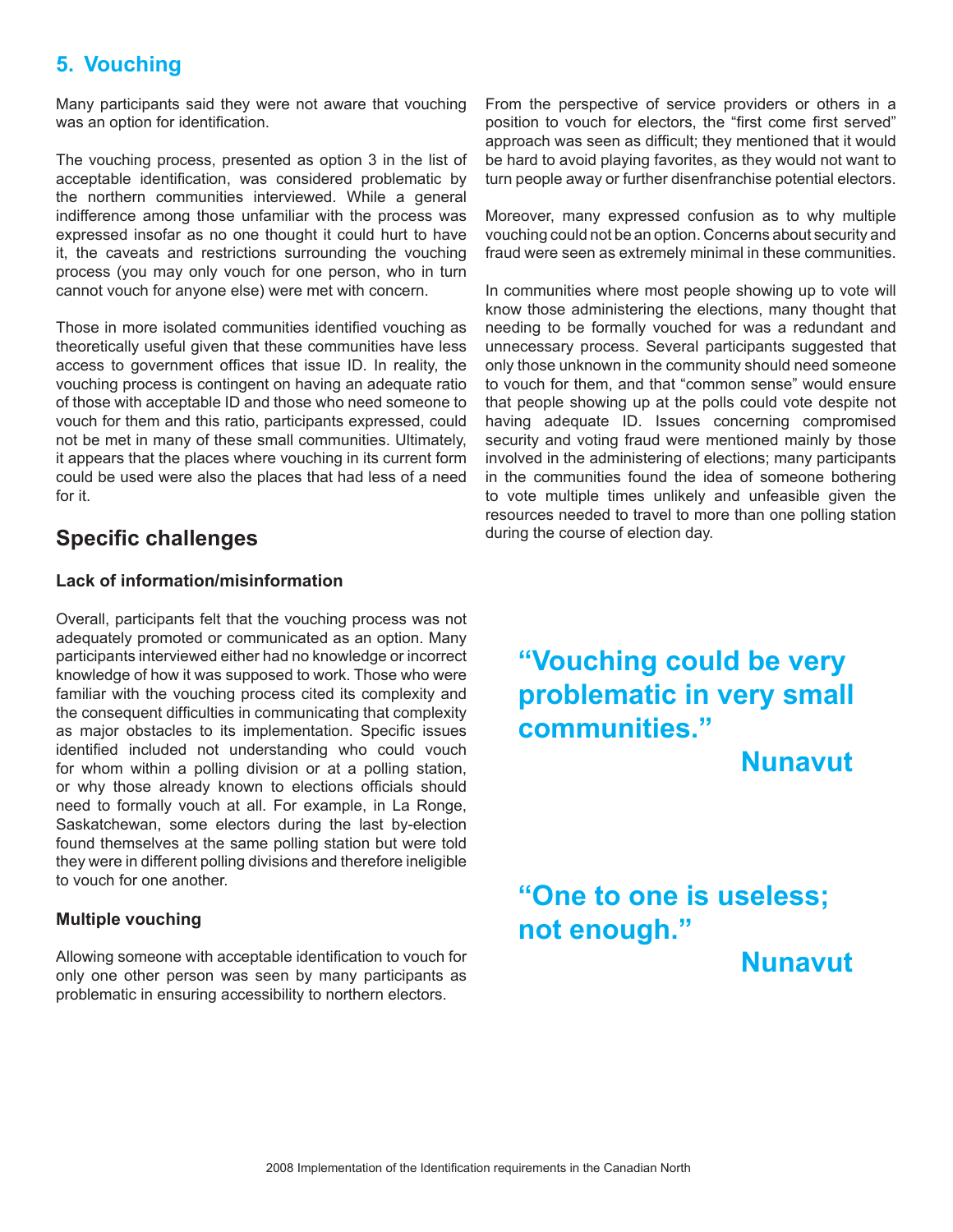## 5. Vouching

Many participants said they were not aware that vouching was an option for identification.

The vouching process, presented as option 3 in the list of acceptable identification, was considered problematic by the northern communities interviewed. While a general indifference among those unfamiliar with the process was expressed insofar as no one thought it could hurt to have it, the caveats and restrictions surrounding the vouching process (you may only vouch for one person, who in turn cannot vouch for anyone else) were met with concern.

Those in more isolated communities identified vouching as theoretically useful given that these communities have less access to government offices that issue ID. In reality, the vouching process is contingent on having an adequate ratio of those with acceptable ID and those who need someone to vouch for them and this ratio, participants expressed, could not be met in many of these small communities. Ultimately, it appears that the places where vouching in its current form could be used were also the places that had less of a need for it.

## Specific challenges

### Lack of information/misinformation

Overall, participants felt that the vouching process was not adequately promoted or communicated as an option. Many participants interviewed either had no knowledge or incorrect knowledge of how it was supposed to work. Those who were familiar with the vouching process cited its complexity and the consequent difficulties in communicating that complexity as major obstacles to its implementation. Specific issues identified included not understanding who could vouch for whom within a polling division or at a polling station, or why those already known to elections officials should need to formally vouch at all. For example, in La Ronge, Saskatchewan, some electors during the last by-election found themselves at the same polling station but were told they were in different polling divisions and therefore ineligible to vouch for one another.

### Multiple vouching

Allowing someone with acceptable identification to vouch for only one other person was seen by many participants as problematic in ensuring accessibility to northern electors.

From the perspective of service providers or others in a position to vouch for electors, the "first come first served" approach was seen as difficult; they mentioned that it would be hard to avoid playing favorites, as they would not want to turn people away or further disenfranchise potential electors.

Moreover, many expressed confusion as to why multiple vouching could not be an option. Concerns about security and fraud were seen as extremely minimal in these communities.

In communities where most people showing up to vote will know those administering the elections, many thought that needing to be formally vouched for was a redundant and unnecessary process. Several participants suggested that only those unknown in the community should need someone to vouch for them, and that "common sense" would ensure that people showing up at the polls could vote despite not having adequate ID. Issues concerning compromised security and voting fraud were mentioned mainly by those involved in the administering of elections; many participants in the communities found the idea of someone bothering to vote multiple times unlikely and unfeasible given the resources needed to travel to more than one polling station during the course of election day.

> **"Vouching could be very problematic in very small communities."**
>
> **Nunavut**

> **"One to one is useless; not enough."**
>
> **Nunavut**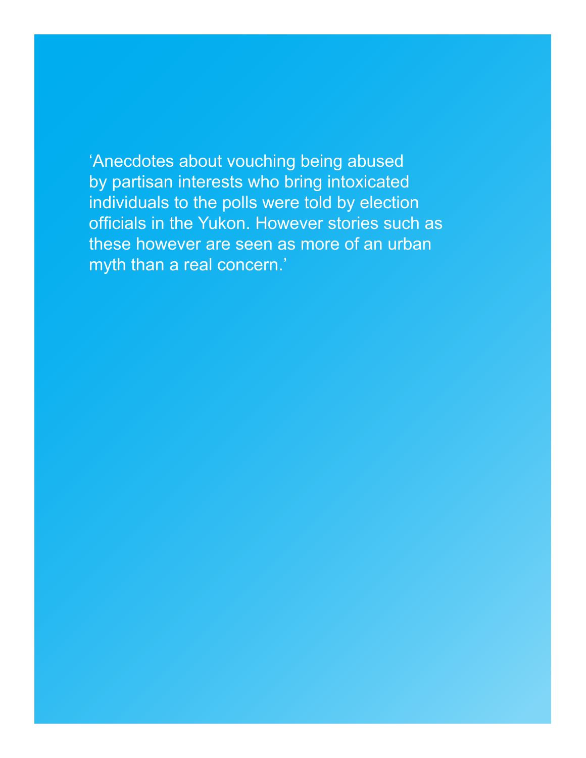‘Anecdotes about vouching being abused by partisan interests who bring intoxicated individuals to the polls were told by election officials in the Yukon. However stories such as these however are seen as more of an urban myth than a real concern.’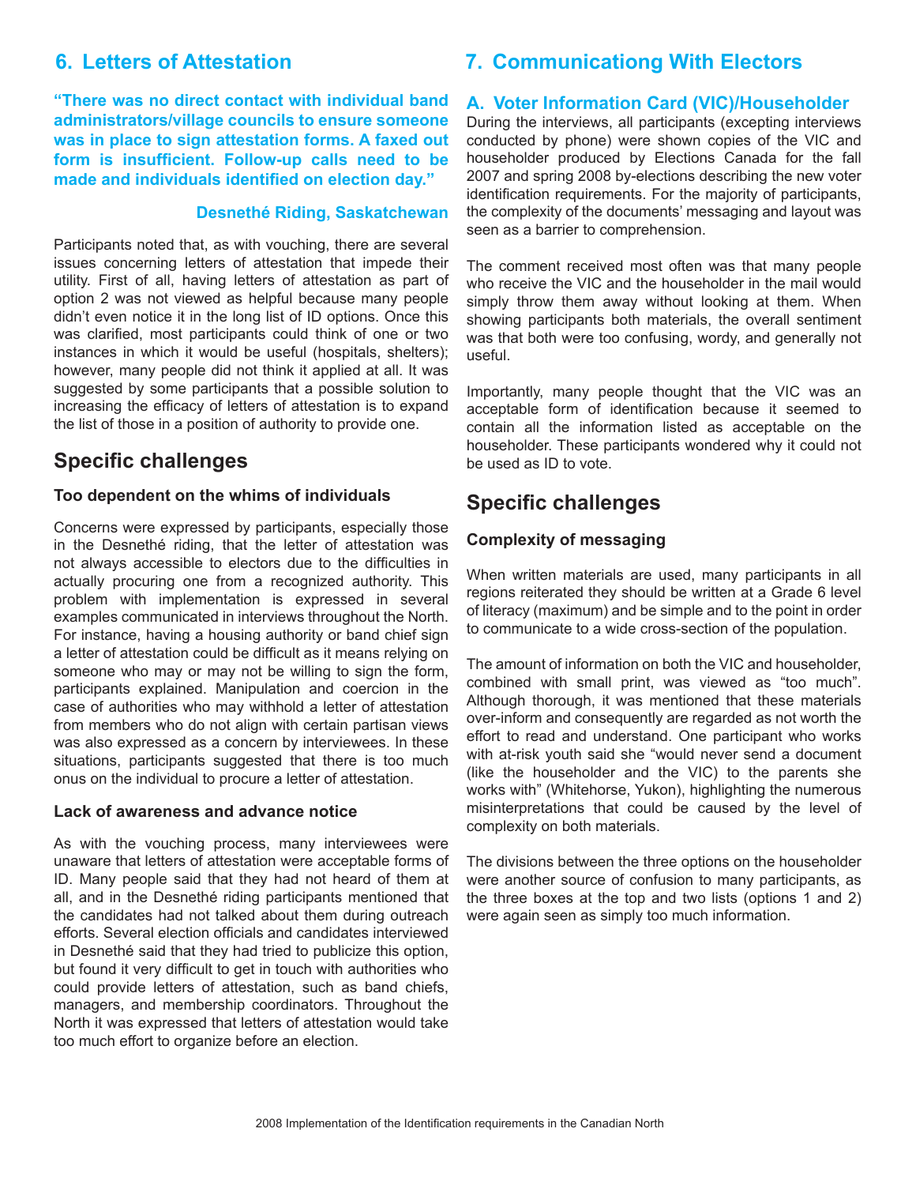## 6. Letters of Attestation

**"There was no direct contact with individual band administrators/village councils to ensure someone was in place to sign attestation forms. A faxed out form is insufficient. Follow-up calls need to be made and individuals identified on election day."**

**Desnethé Riding, Saskatchewan**

Participants noted that, as with vouching, there are several issues concerning letters of attestation that impede their utility. First of all, having letters of attestation as part of option 2 was not viewed as helpful because many people didn't even notice it in the long list of ID options. Once this was clarified, most participants could think of one or two instances in which it would be useful (hospitals, shelters); however, many people did not think it applied at all. It was suggested by some participants that a possible solution to increasing the efficacy of letters of attestation is to expand the list of those in a position of authority to provide one.

### Specific challenges

#### Too dependent on the whims of individuals

Concerns were expressed by participants, especially those in the Desnethé riding, that the letter of attestation was not always accessible to electors due to the difficulties in actually procuring one from a recognized authority. This problem with implementation is expressed in several examples communicated in interviews throughout the North. For instance, having a housing authority or band chief sign a letter of attestation could be difficult as it means relying on someone who may or may not be willing to sign the form, participants explained. Manipulation and coercion in the case of authorities who may withhold a letter of attestation from members who do not align with certain partisan views was also expressed as a concern by interviewees. In these situations, participants suggested that there is too much onus on the individual to procure a letter of attestation.

#### Lack of awareness and advance notice

As with the vouching process, many interviewees were unaware that letters of attestation were acceptable forms of ID. Many people said that they had not heard of them at all, and in the Desnethé riding participants mentioned that the candidates had not talked about them during outreach efforts. Several election officials and candidates interviewed in Desnethé said that they had tried to publicize this option, but found it very difficult to get in touch with authorities who could provide letters of attestation, such as band chiefs, managers, and membership coordinators. Throughout the North it was expressed that letters of attestation would take too much effort to organize before an election.

## 7. Communicationg With Electors

### A. Voter Information Card (VIC)/Householder

During the interviews, all participants (excepting interviews conducted by phone) were shown copies of the VIC and householder produced by Elections Canada for the fall 2007 and spring 2008 by-elections describing the new voter identification requirements. For the majority of participants, the complexity of the documents' messaging and layout was seen as a barrier to comprehension.

The comment received most often was that many people who receive the VIC and the householder in the mail would simply throw them away without looking at them. When showing participants both materials, the overall sentiment was that both were too confusing, wordy, and generally not useful.

Importantly, many people thought that the VIC was an acceptable form of identification because it seemed to contain all the information listed as acceptable on the householder. These participants wondered why it could not be used as ID to vote.

### Specific challenges

#### Complexity of messaging

When written materials are used, many participants in all regions reiterated they should be written at a Grade 6 level of literacy (maximum) and be simple and to the point in order to communicate to a wide cross-section of the population.

The amount of information on both the VIC and householder, combined with small print, was viewed as "too much". Although thorough, it was mentioned that these materials over-inform and consequently are regarded as not worth the effort to read and understand. One participant who works with at-risk youth said she "would never send a document (like the householder and the VIC) to the parents she works with" (Whitehorse, Yukon), highlighting the numerous misinterpretations that could be caused by the level of complexity on both materials.

The divisions between the three options on the householder were another source of confusion to many participants, as the three boxes at the top and two lists (options 1 and 2) were again seen as simply too much information.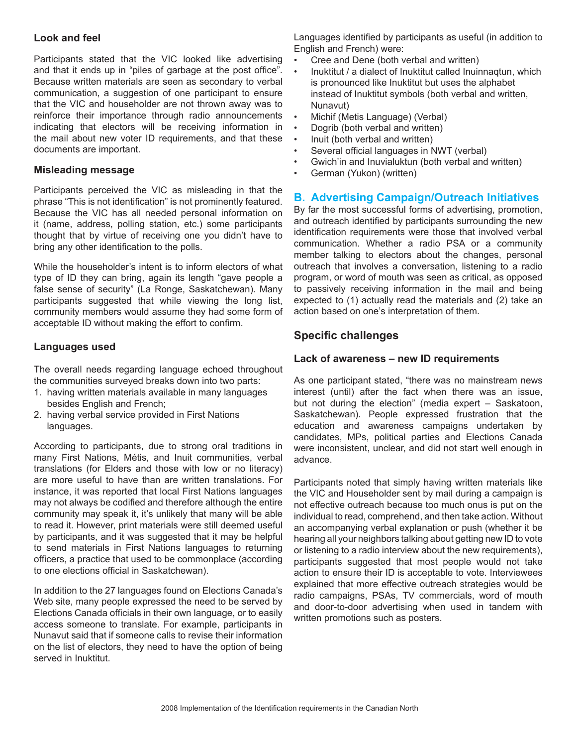### Look and feel

Participants stated that the VIC looked like advertising and that it ends up in "piles of garbage at the post office". Because written materials are seen as secondary to verbal communication, a suggestion of one participant to ensure that the VIC and householder are not thrown away was to reinforce their importance through radio announcements indicating that electors will be receiving information in the mail about new voter ID requirements, and that these documents are important.

### Misleading message

Participants perceived the VIC as misleading in that the phrase "This is not identification" is not prominently featured. Because the VIC has all needed personal information on it (name, address, polling station, etc.) some participants thought that by virtue of receiving one you didn't have to bring any other identification to the polls.

While the householder's intent is to inform electors of what type of ID they can bring, again its length "gave people a false sense of security" (La Ronge, Saskatchewan). Many participants suggested that while viewing the long list, community members would assume they had some form of acceptable ID without making the effort to confirm.

### Languages used

The overall needs regarding language echoed throughout the communities surveyed breaks down into two parts:

1. having written materials available in many languages besides English and French;
2. having verbal service provided in First Nations languages.

According to participants, due to strong oral traditions in many First Nations, Métis, and Inuit communities, verbal translations (for Elders and those with low or no literacy) are more useful to have than are written translations. For instance, it was reported that local First Nations languages may not always be codified and therefore although the entire community may speak it, it's unlikely that many will be able to read it. However, print materials were still deemed useful by participants, and it was suggested that it may be helpful to send materials in First Nations languages to returning officers, a practice that used to be commonplace (according to one elections official in Saskatchewan).

In addition to the 27 languages found on Elections Canada's Web site, many people expressed the need to be served by Elections Canada officials in their own language, or to easily access someone to translate. For example, participants in Nunavut said that if someone calls to revise their information on the list of electors, they need to have the option of being served in Inuktitut.

Languages identified by participants as useful (in addition to English and French) were:

- Cree and Dene (both verbal and written)
- Inuktitut / a dialect of Inuktitut called Inuinnaqtun, which is pronounced like Inuktitut but uses the alphabet instead of Inuktitut symbols (both verbal and written, Nunavut)
- Michif (Metis Language) (Verbal)
- Dogrib (both verbal and written)
- Inuit (both verbal and written)
- Several official languages in NWT (verbal)
- Gwich'in and Inuvialuktun (both verbal and written)
- German (Yukon) (written)

## B. Advertising Campaign/Outreach Initiatives

By far the most successful forms of advertising, promotion, and outreach identified by participants surrounding the new identification requirements were those that involved verbal communication. Whether a radio PSA or a community member talking to electors about the changes, personal outreach that involves a conversation, listening to a radio program, or word of mouth was seen as critical, as opposed to passively receiving information in the mail and being expected to (1) actually read the materials and (2) take an action based on one's interpretation of them.

### Specific challenges

#### Lack of awareness – new ID requirements

As one participant stated, "there was no mainstream news interest (until) after the fact when there was an issue, but not during the election" (media expert – Saskatoon, Saskatchewan). People expressed frustration that the education and awareness campaigns undertaken by candidates, MPs, political parties and Elections Canada were inconsistent, unclear, and did not start well enough in advance.

Participants noted that simply having written materials like the VIC and Householder sent by mail during a campaign is not effective outreach because too much onus is put on the individual to read, comprehend, and then take action. Without an accompanying verbal explanation or push (whether it be hearing all your neighbors talking about getting new ID to vote or listening to a radio interview about the new requirements), participants suggested that most people would not take action to ensure their ID is acceptable to vote. Interviewees explained that more effective outreach strategies would be radio campaigns, PSAs, TV commercials, word of mouth and door-to-door advertising when used in tandem with written promotions such as posters.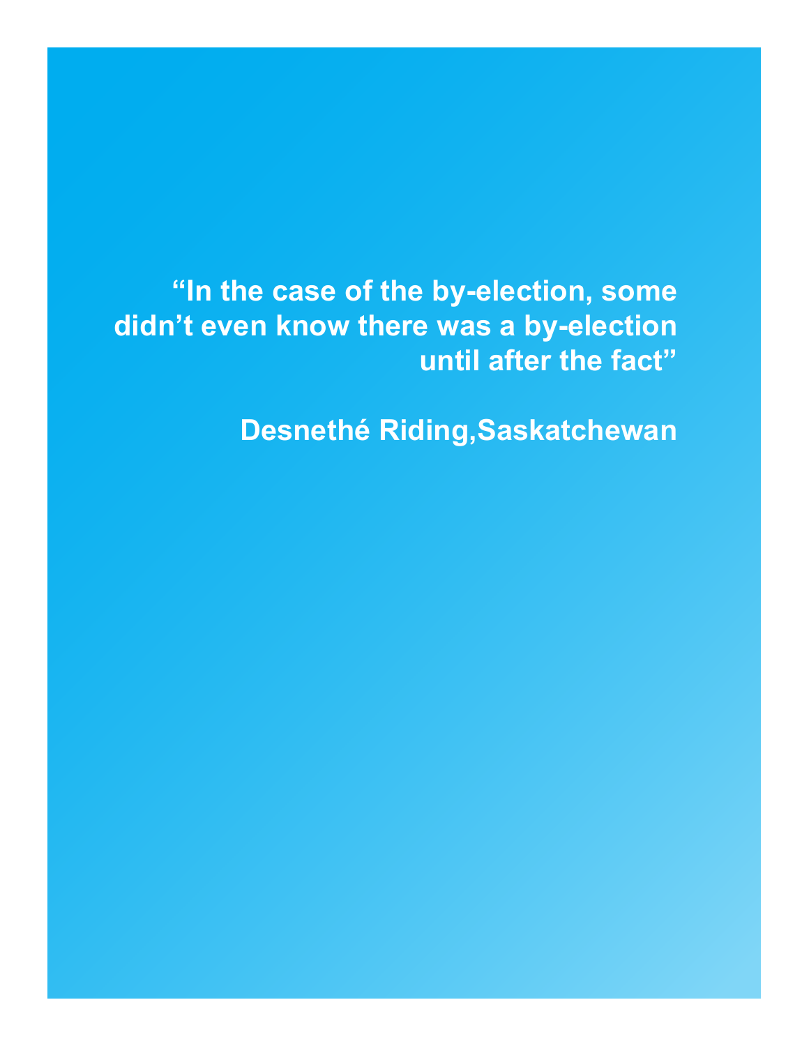**“In the case of the by-election, some didn’t even know there was a by-election until after the fact”**

**Desnethé Riding,Saskatchewan**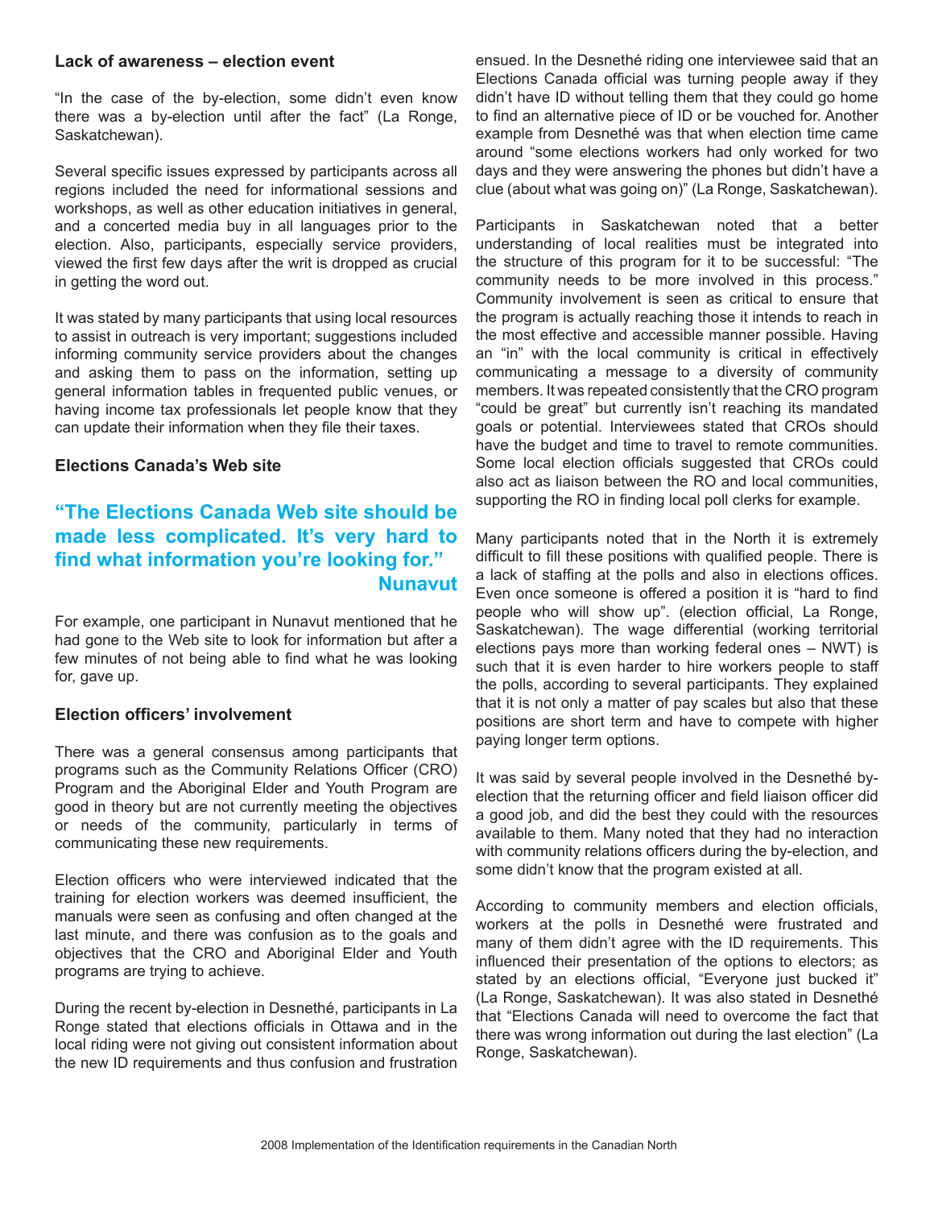#### Lack of awareness – election event

"In the case of the by-election, some didn't even know there was a by-election until after the fact" (La Ronge, Saskatchewan).

Several specific issues expressed by participants across all regions included the need for informational sessions and workshops, as well as other education initiatives in general, and a concerted media buy in all languages prior to the election. Also, participants, especially service providers, viewed the first few days after the writ is dropped as crucial in getting the word out.

It was stated by many participants that using local resources to assist in outreach is very important; suggestions included informing community service providers about the changes and asking them to pass on the information, setting up general information tables in frequented public venues, or having income tax professionals let people know that they can update their information when they file their taxes.

#### Elections Canada's Web site

> **"The Elections Canada Web site should be made less complicated. It's very hard to find what information you're looking for."**
> **Nunavut**

For example, one participant in Nunavut mentioned that he had gone to the Web site to look for information but after a few minutes of not being able to find what he was looking for, gave up.

#### Election officers' involvement

There was a general consensus among participants that programs such as the Community Relations Officer (CRO) Program and the Aboriginal Elder and Youth Program are good in theory but are not currently meeting the objectives or needs of the community, particularly in terms of communicating these new requirements.

Election officers who were interviewed indicated that the training for election workers was deemed insufficient, the manuals were seen as confusing and often changed at the last minute, and there was confusion as to the goals and objectives that the CRO and Aboriginal Elder and Youth programs are trying to achieve.

During the recent by-election in Desnethé, participants in La Ronge stated that elections officials in Ottawa and in the local riding were not giving out consistent information about the new ID requirements and thus confusion and frustration ensued. In the Desnethé riding one interviewee said that an Elections Canada official was turning people away if they didn't have ID without telling them that they could go home to find an alternative piece of ID or be vouched for. Another example from Desnethé was that when election time came around "some elections workers had only worked for two days and they were answering the phones but didn't have a clue (about what was going on)" (La Ronge, Saskatchewan).

Participants in Saskatchewan noted that a better understanding of local realities must be integrated into the structure of this program for it to be successful: "The community needs to be more involved in this process." Community involvement is seen as critical to ensure that the program is actually reaching those it intends to reach in the most effective and accessible manner possible. Having an "in" with the local community is critical in effectively communicating a message to a diversity of community members. It was repeated consistently that the CRO program "could be great" but currently isn't reaching its mandated goals or potential. Interviewees stated that CROs should have the budget and time to travel to remote communities. Some local election officials suggested that CROs could also act as liaison between the RO and local communities, supporting the RO in finding local poll clerks for example.

Many participants noted that in the North it is extremely difficult to fill these positions with qualified people. There is a lack of staffing at the polls and also in elections offices. Even once someone is offered a position it is "hard to find people who will show up". (election official, La Ronge, Saskatchewan). The wage differential (working territorial elections pays more than working federal ones – NWT) is such that it is even harder to hire workers people to staff the polls, according to several participants. They explained that it is not only a matter of pay scales but also that these positions are short term and have to compete with higher paying longer term options.

It was said by several people involved in the Desnethé by-election that the returning officer and field liaison officer did a good job, and did the best they could with the resources available to them. Many noted that they had no interaction with community relations officers during the by-election, and some didn't know that the program existed at all.

According to community members and election officials, workers at the polls in Desnethé were frustrated and many of them didn't agree with the ID requirements. This influenced their presentation of the options to electors; as stated by an elections official, "Everyone just bucked it" (La Ronge, Saskatchewan). It was also stated in Desnethé that "Elections Canada will need to overcome the fact that there was wrong information out during the last election" (La Ronge, Saskatchewan).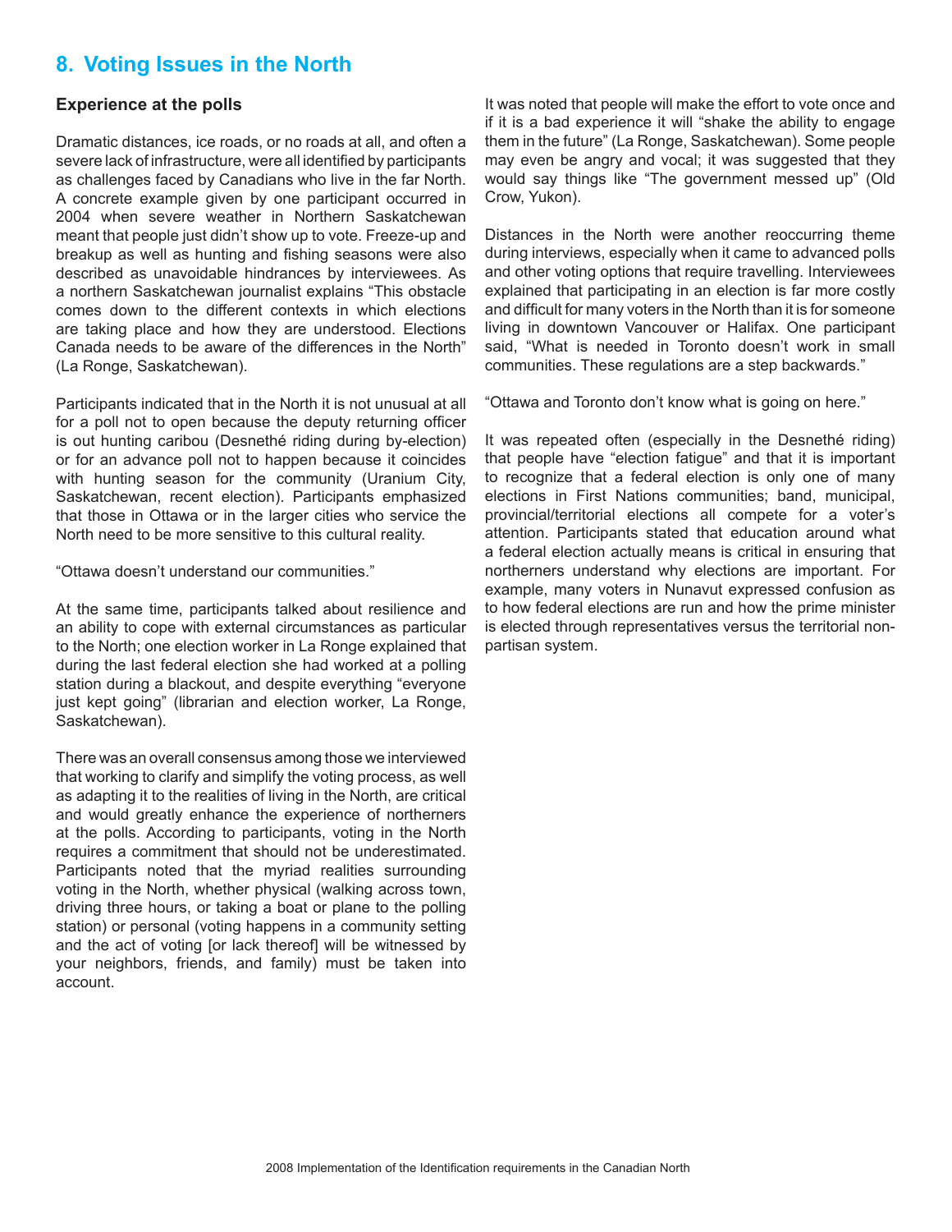## 8. Voting Issues in the North

### Experience at the polls

Dramatic distances, ice roads, or no roads at all, and often a severe lack of infrastructure, were all identified by participants as challenges faced by Canadians who live in the far North. A concrete example given by one participant occurred in 2004 when severe weather in Northern Saskatchewan meant that people just didn't show up to vote. Freeze-up and breakup as well as hunting and fishing seasons were also described as unavoidable hindrances by interviewees. As a northern Saskatchewan journalist explains "This obstacle comes down to the different contexts in which elections are taking place and how they are understood. Elections Canada needs to be aware of the differences in the North" (La Ronge, Saskatchewan).

Participants indicated that in the North it is not unusual at all for a poll not to open because the deputy returning officer is out hunting caribou (Desnethé riding during by-election) or for an advance poll not to happen because it coincides with hunting season for the community (Uranium City, Saskatchewan, recent election). Participants emphasized that those in Ottawa or in the larger cities who service the North need to be more sensitive to this cultural reality.

"Ottawa doesn't understand our communities."

At the same time, participants talked about resilience and an ability to cope with external circumstances as particular to the North; one election worker in La Ronge explained that during the last federal election she had worked at a polling station during a blackout, and despite everything "everyone just kept going" (librarian and election worker, La Ronge, Saskatchewan).

There was an overall consensus among those we interviewed that working to clarify and simplify the voting process, as well as adapting it to the realities of living in the North, are critical and would greatly enhance the experience of northerners at the polls. According to participants, voting in the North requires a commitment that should not be underestimated. Participants noted that the myriad realities surrounding voting in the North, whether physical (walking across town, driving three hours, or taking a boat or plane to the polling station) or personal (voting happens in a community setting and the act of voting [or lack thereof] will be witnessed by your neighbors, friends, and family) must be taken into account.

It was noted that people will make the effort to vote once and if it is a bad experience it will "shake the ability to engage them in the future" (La Ronge, Saskatchewan). Some people may even be angry and vocal; it was suggested that they would say things like "The government messed up" (Old Crow, Yukon).

Distances in the North were another reoccurring theme during interviews, especially when it came to advanced polls and other voting options that require travelling. Interviewees explained that participating in an election is far more costly and difficult for many voters in the North than it is for someone living in downtown Vancouver or Halifax. One participant said, "What is needed in Toronto doesn't work in small communities. These regulations are a step backwards."

"Ottawa and Toronto don't know what is going on here."

It was repeated often (especially in the Desnethé riding) that people have "election fatigue" and that it is important to recognize that a federal election is only one of many elections in First Nations communities; band, municipal, provincial/territorial elections all compete for a voter's attention. Participants stated that education around what a federal election actually means is critical in ensuring that northerners understand why elections are important. For example, many voters in Nunavut expressed confusion as to how federal elections are run and how the prime minister is elected through representatives versus the territorial non-partisan system.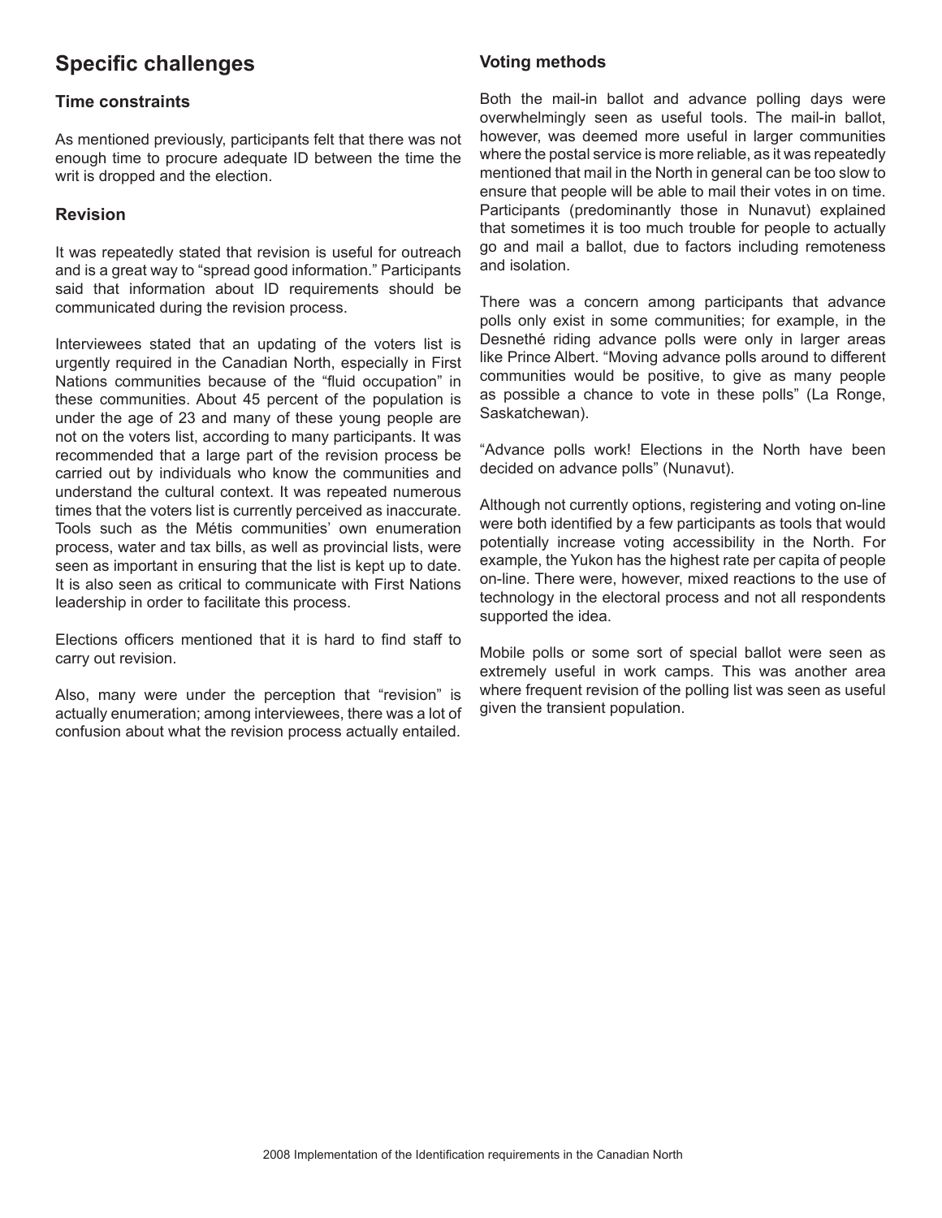## Specific challenges

### Time constraints

As mentioned previously, participants felt that there was not enough time to procure adequate ID between the time the writ is dropped and the election.

### Revision

It was repeatedly stated that revision is useful for outreach and is a great way to "spread good information." Participants said that information about ID requirements should be communicated during the revision process.

Interviewees stated that an updating of the voters list is urgently required in the Canadian North, especially in First Nations communities because of the "fluid occupation" in these communities. About 45 percent of the population is under the age of 23 and many of these young people are not on the voters list, according to many participants. It was recommended that a large part of the revision process be carried out by individuals who know the communities and understand the cultural context. It was repeated numerous times that the voters list is currently perceived as inaccurate. Tools such as the Métis communities' own enumeration process, water and tax bills, as well as provincial lists, were seen as important in ensuring that the list is kept up to date. It is also seen as critical to communicate with First Nations leadership in order to facilitate this process.

Elections officers mentioned that it is hard to find staff to carry out revision.

Also, many were under the perception that "revision" is actually enumeration; among interviewees, there was a lot of confusion about what the revision process actually entailed.

### Voting methods

Both the mail-in ballot and advance polling days were overwhelmingly seen as useful tools. The mail-in ballot, however, was deemed more useful in larger communities where the postal service is more reliable, as it was repeatedly mentioned that mail in the North in general can be too slow to ensure that people will be able to mail their votes in on time. Participants (predominantly those in Nunavut) explained that sometimes it is too much trouble for people to actually go and mail a ballot, due to factors including remoteness and isolation.

There was a concern among participants that advance polls only exist in some communities; for example, in the Desnethé riding advance polls were only in larger areas like Prince Albert. "Moving advance polls around to different communities would be positive, to give as many people as possible a chance to vote in these polls" (La Ronge, Saskatchewan).

"Advance polls work! Elections in the North have been decided on advance polls" (Nunavut).

Although not currently options, registering and voting on-line were both identified by a few participants as tools that would potentially increase voting accessibility in the North. For example, the Yukon has the highest rate per capita of people on-line. There were, however, mixed reactions to the use of technology in the electoral process and not all respondents supported the idea.

Mobile polls or some sort of special ballot were seen as extremely useful in work camps. This was another area where frequent revision of the polling list was seen as useful given the transient population.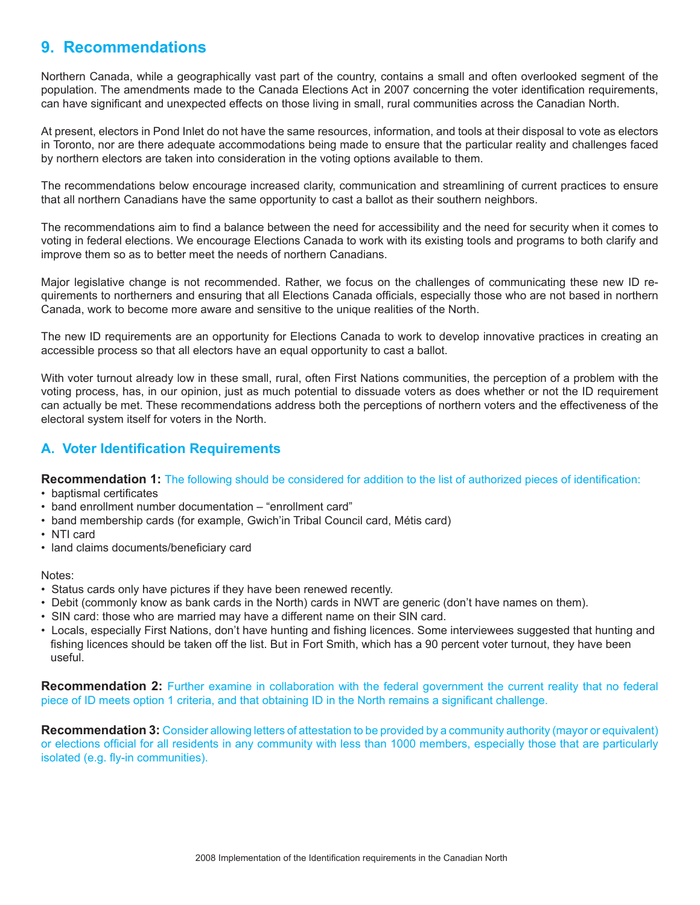## 9. Recommendations

Northern Canada, while a geographically vast part of the country, contains a small and often overlooked segment of the population. The amendments made to the Canada Elections Act in 2007 concerning the voter identification requirements, can have significant and unexpected effects on those living in small, rural communities across the Canadian North.

At present, electors in Pond Inlet do not have the same resources, information, and tools at their disposal to vote as electors in Toronto, nor are there adequate accommodations being made to ensure that the particular reality and challenges faced by northern electors are taken into consideration in the voting options available to them.

The recommendations below encourage increased clarity, communication and streamlining of current practices to ensure that all northern Canadians have the same opportunity to cast a ballot as their southern neighbors.

The recommendations aim to find a balance between the need for accessibility and the need for security when it comes to voting in federal elections. We encourage Elections Canada to work with its existing tools and programs to both clarify and improve them so as to better meet the needs of northern Canadians.

Major legislative change is not recommended. Rather, we focus on the challenges of communicating these new ID requirements to northerners and ensuring that all Elections Canada officials, especially those who are not based in northern Canada, work to become more aware and sensitive to the unique realities of the North.

The new ID requirements are an opportunity for Elections Canada to work to develop innovative practices in creating an accessible process so that all electors have an equal opportunity to cast a ballot.

With voter turnout already low in these small, rural, often First Nations communities, the perception of a problem with the voting process, has, in our opinion, just as much potential to dissuade voters as does whether or not the ID requirement can actually be met. These recommendations address both the perceptions of northern voters and the effectiveness of the electoral system itself for voters in the North.

### A. Voter Identification Requirements

**Recommendation 1:** The following should be considered for addition to the list of authorized pieces of identification:

- baptismal certificates
- band enrollment number documentation – “enrollment card”
- band membership cards (for example, Gwich’in Tribal Council card, Métis card)
- NTI card
- land claims documents/beneficiary card

Notes:

- Status cards only have pictures if they have been renewed recently.
- Debit (commonly know as bank cards in the North) cards in NWT are generic (don’t have names on them).
- SIN card: those who are married may have a different name on their SIN card.
- Locals, especially First Nations, don’t have hunting and fishing licences. Some interviewees suggested that hunting and fishing licences should be taken off the list. But in Fort Smith, which has a 90 percent voter turnout, they have been useful.

**Recommendation 2:** Further examine in collaboration with the federal government the current reality that no federal piece of ID meets option 1 criteria, and that obtaining ID in the North remains a significant challenge.

**Recommendation 3:** Consider allowing letters of attestation to be provided by a community authority (mayor or equivalent) or elections official for all residents in any community with less than 1000 members, especially those that are particularly isolated (e.g. fly-in communities).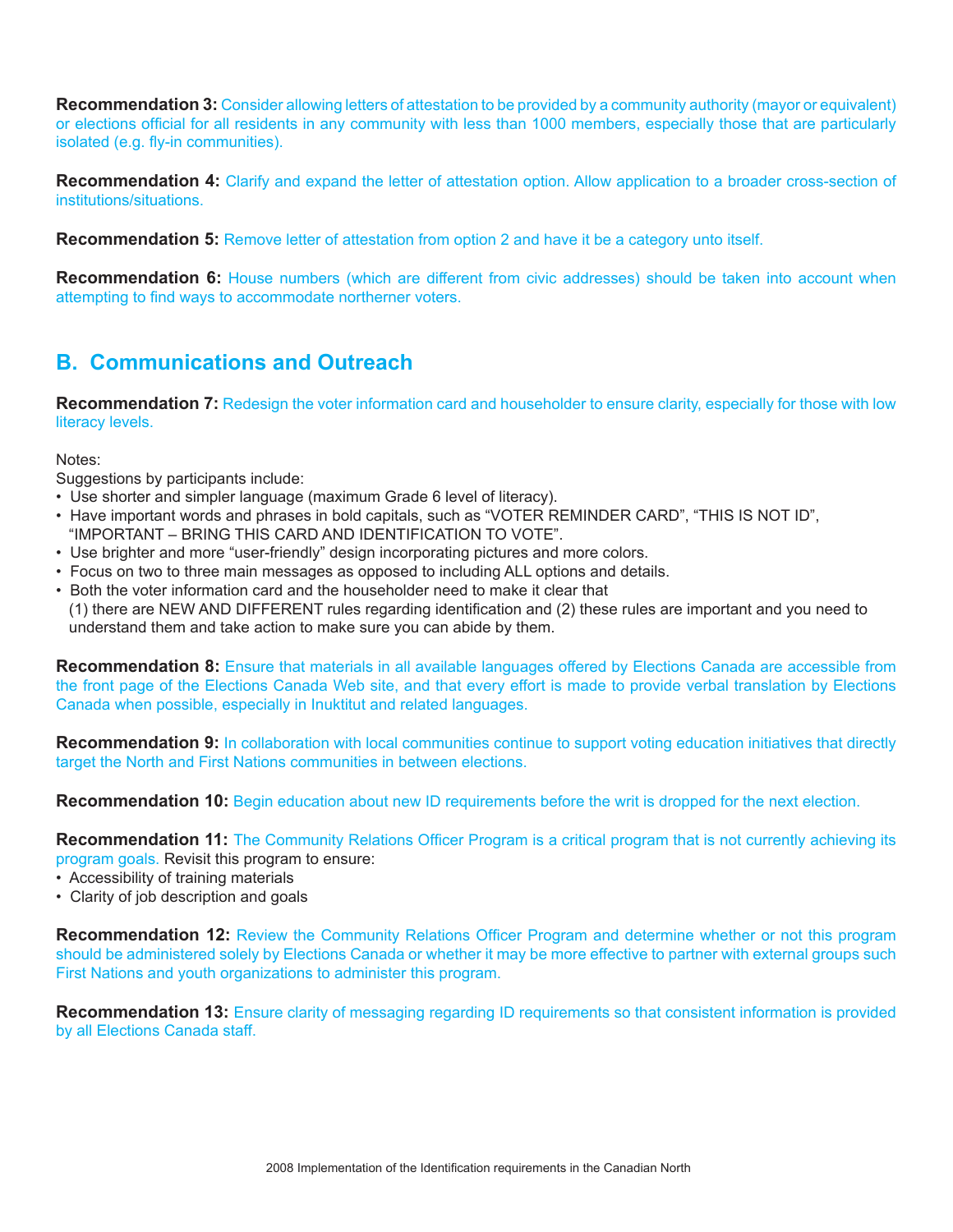**Recommendation 3:** Consider allowing letters of attestation to be provided by a community authority (mayor or equivalent) or elections official for all residents in any community with less than 1000 members, especially those that are particularly isolated (e.g. fly-in communities).

**Recommendation 4:** Clarify and expand the letter of attestation option. Allow application to a broader cross-section of institutions/situations.

**Recommendation 5:** Remove letter of attestation from option 2 and have it be a category unto itself.

**Recommendation 6:** House numbers (which are different from civic addresses) should be taken into account when attempting to find ways to accommodate northerner voters.

## B. Communications and Outreach

**Recommendation 7:** Redesign the voter information card and householder to ensure clarity, especially for those with low literacy levels.

Notes:
Suggestions by participants include:

- Use shorter and simpler language (maximum Grade 6 level of literacy).
- Have important words and phrases in bold capitals, such as "VOTER REMINDER CARD", "THIS IS NOT ID", "IMPORTANT – BRING THIS CARD AND IDENTIFICATION TO VOTE".
- Use brighter and more "user-friendly" design incorporating pictures and more colors.
- Focus on two to three main messages as opposed to including ALL options and details.
- Both the voter information card and the householder need to make it clear that (1) there are NEW AND DIFFERENT rules regarding identification and (2) these rules are important and you need to understand them and take action to make sure you can abide by them.

**Recommendation 8:** Ensure that materials in all available languages offered by Elections Canada are accessible from the front page of the Elections Canada Web site, and that every effort is made to provide verbal translation by Elections Canada when possible, especially in Inuktitut and related languages.

**Recommendation 9:** In collaboration with local communities continue to support voting education initiatives that directly target the North and First Nations communities in between elections.

**Recommendation 10:** Begin education about new ID requirements before the writ is dropped for the next election.

**Recommendation 11:** The Community Relations Officer Program is a critical program that is not currently achieving its program goals. Revisit this program to ensure:

- Accessibility of training materials
- Clarity of job description and goals

**Recommendation 12:** Review the Community Relations Officer Program and determine whether or not this program should be administered solely by Elections Canada or whether it may be more effective to partner with external groups such First Nations and youth organizations to administer this program.

**Recommendation 13:** Ensure clarity of messaging regarding ID requirements so that consistent information is provided by all Elections Canada staff.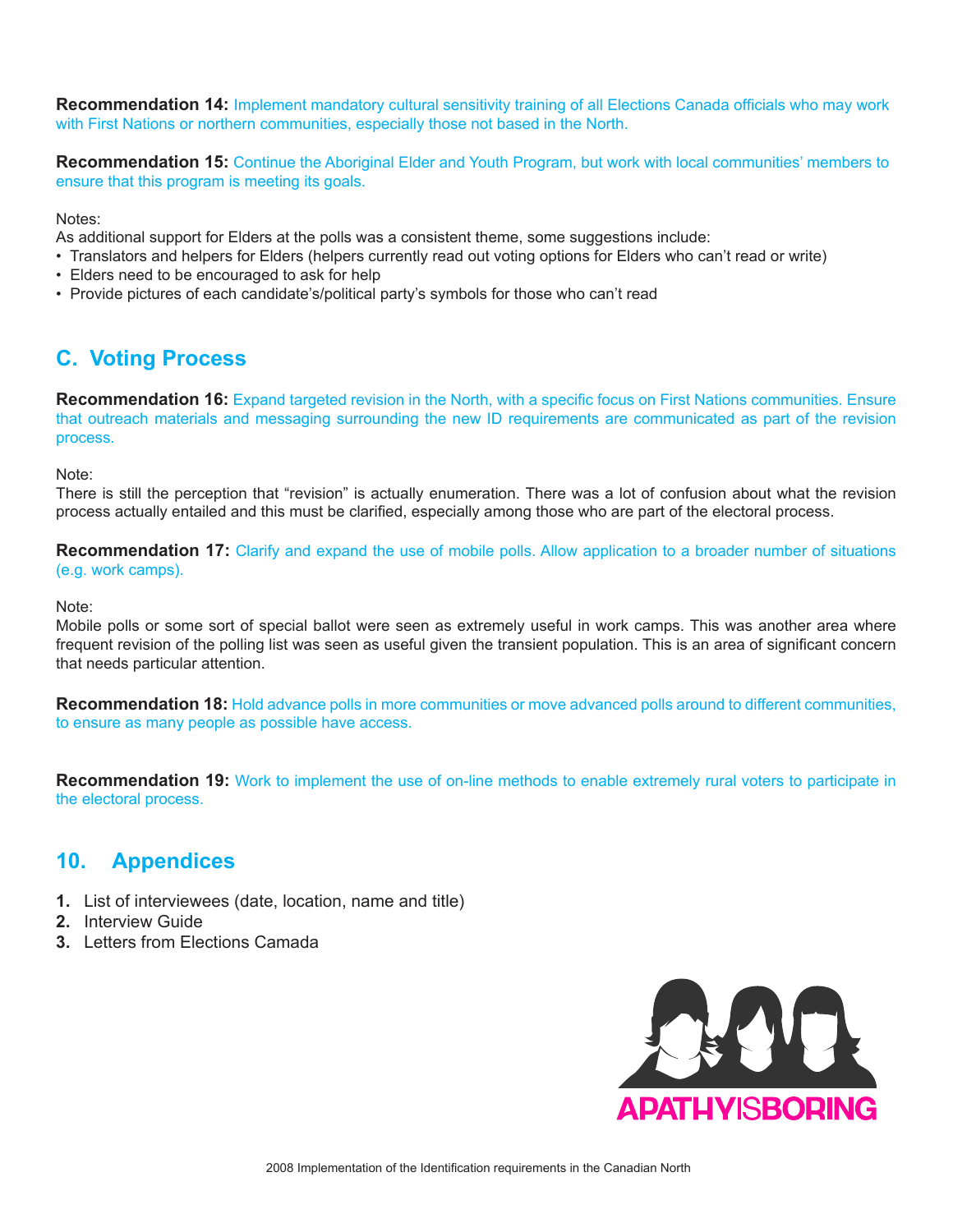**Recommendation 14:** Implement mandatory cultural sensitivity training of all Elections Canada officials who may work with First Nations or northern communities, especially those not based in the North.

**Recommendation 15:** Continue the Aboriginal Elder and Youth Program, but work with local communities' members to ensure that this program is meeting its goals.

Notes:
As additional support for Elders at the polls was a consistent theme, some suggestions include:

- Translators and helpers for Elders (helpers currently read out voting options for Elders who can't read or write)
- Elders need to be encouraged to ask for help
- Provide pictures of each candidate's/political party's symbols for those who can't read

## C. Voting Process

**Recommendation 16:** Expand targeted revision in the North, with a specific focus on First Nations communities. Ensure that outreach materials and messaging surrounding the new ID requirements are communicated as part of the revision process.

Note:
There is still the perception that "revision" is actually enumeration. There was a lot of confusion about what the revision process actually entailed and this must be clarified, especially among those who are part of the electoral process.

**Recommendation 17:** Clarify and expand the use of mobile polls. Allow application to a broader number of situations (e.g. work camps).

Note:
Mobile polls or some sort of special ballot were seen as extremely useful in work camps. This was another area where frequent revision of the polling list was seen as useful given the transient population. This is an area of significant concern that needs particular attention.

**Recommendation 18:** Hold advance polls in more communities or move advanced polls around to different communities, to ensure as many people as possible have access.

**Recommendation 19:** Work to implement the use of on-line methods to enable extremely rural voters to participate in the electoral process.

## 10. Appendices

1. List of interviewees (date, location, name and title)
2. Interview Guide
3. Letters from Elections Camada

APATHYISBORING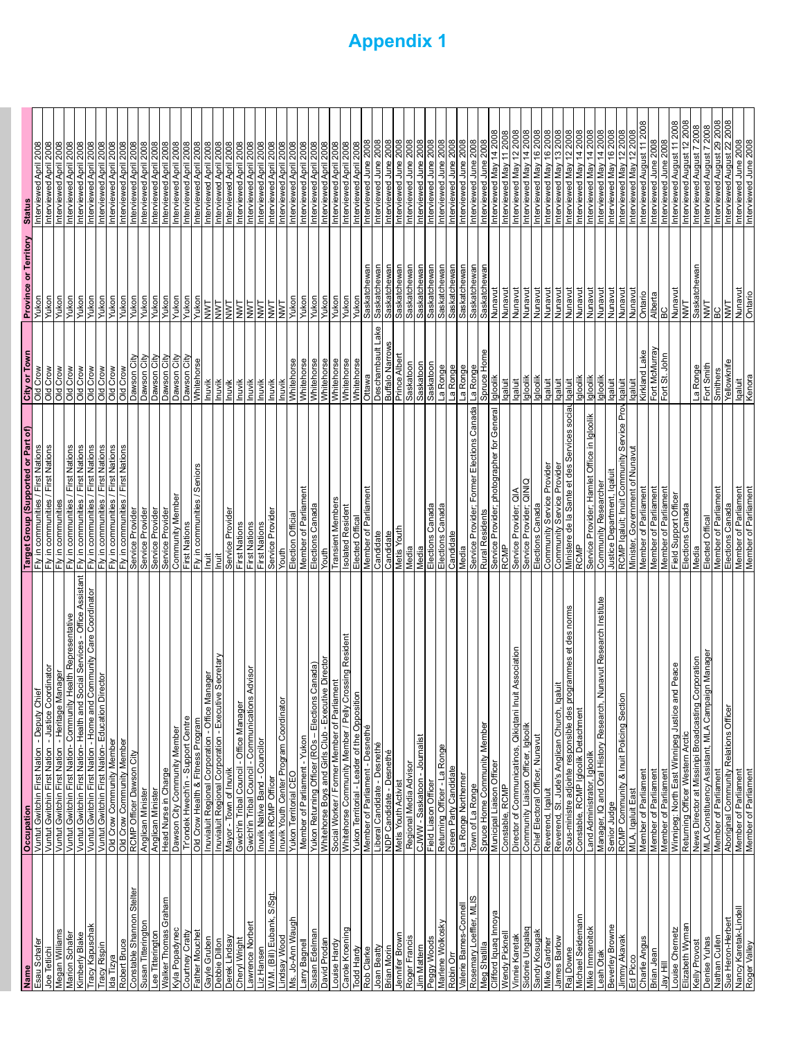# Appendix 1

| Name | Occupation | Target Group (Supported or Part of) | City or Town | Province or Territory | Status |
|---|---|---|---|---|---|
| Esau Schafer | Vuntut Gwitchin First Nation - Deputy Chief | Fly in communities / First Nations | Old Crow | Yukon | Interviewed April 2008 |
| Joe Tetlichi | Vuntut Gwitchin First Nation - Justice Coordinator | Fly in communities / First Nations | Old Crow | Yukon | Interviewed April 2008 |
| Megan Williams | Vuntut Gwitchin First Nation - Heritage Manager | Fly in communities | Old Crow | Yukon | Interviewed April 2008 |
| Marion Schafer | Vuntut Gwitchin First Nation- Community Health Representative | Fly in communities / First Nations | Old Crow | Yukon | Interviewed April 2008 |
| Kimberly Blake | Vuntut Gwitchin First Nation- Health and Social Services - Office Assistant | Fly in communities / First Nations | Old Crow | Yukon | Interviewed April 2008 |
| Tracy Kapuschak | Vuntut Gwitchin First Nation - Home and Community Care Coordinator | Fly in communities / First Nations | Old Crow | Yukon | Interviewed April 2008 |
| Tracy Rispin | Vuntut Gwitchin First Nation- Education Director | Fly in communities / First Nations | Old Crow | Yukon | Interviewed April 2008 |
| Ida Tizya | Old Crow Community Member | Fly in communities / First Nations | Old Crow | Yukon | Interviewed April 2008 |
| Robert Bruce | Old Crow Community Member | Fly in communities / First Nations | Old Crow | Yukon | Interviewed April 2008 |
| Constable Shannon Stelter | RCMP Officer Dawson City | Service Provider | Dawson City | Yukon | Interviewed April 2008 |
| Susan Titterington | Anglican Minister | Service Provider | Dawson City | Yukon | Interviewed April 2008 |
| Lee Titterington | Anglican Minister | Service Provider | Dawson City | Yukon | Interviewed April 2008 |
| Walker Thomas Graham | Head Nurse in Charge | Service Provider | Dawson City | Yukon | Interviewed April 2008 |
| Kyla Popadynec | Dawson City Community Member | Community Member | Dawson City | Yukon | Interviewed April 2008 |
| Courtney Cratty | Tr'ondek Hwech'in - Support Centre | First Nations | Dawson City | Yukon | Interviewed April 2008 |
| Father Mouchet | Old Crow Health & Fitness Program | Fly in communities / Seniors | Whitehorse | Yukon | Interviewed April 2008 |
| Gayle Gruben | Inuvialuit Regional Corporation - Office Manager | Inuit | Inuvik | NWT | Interviewed April 2008 |
| Debbie Dillon | Inuvialuit Regional Corporation - Executive Secretary | Inuit | Inuvik | NWT | Interviewed April 2008 |
| Derek Lindsay | Mayor - Town of Inuvik | Service Provider | Inuvik | NWT | Interviewed April 2008 |
| Cheryl Wright | Gwich'in Tribal Council - Office Manager | First Nations | Inuvik | NWT | Interviewed April 2008 |
| Lawrence Norbert | Gwich'in Tribal Council - Communications Advisor | First Nations | Inuvik | NWT | Interviewed April 2008 |
| Liz Hansen | Inuvik Native Band - Councilor | First Nations | Inuvik | NWT | Interviewed April 2008 |
| W.M. (Bill) Eubank, S/Sgt. | Inuvik RCMP Officer | Service Provider | Inuvik | NWT | Interviewed April 2008 |
| Lindsay Wood | Inuvik Youth Center Program Coordinator | Youth | Inuvik | NWT | Interviewed April 2008 |
| Ms. Jo-Ann Waugh | Yukon Territorial CEO | Election Official | Whitehorse | Yukon | Interviewed April 2008 |
| Larry Bagnell | Member of Parliament - Yukon | Member of Parliament | Whitehorse | Yukon | Interviewed April 2008 |
| Susan Edelman | Yukon Returning Officer (ROs – Elections Canada) | Elections Canada | Whitehorse | Yukon | Interviewed April 2008 |
| David Prodan | Whitehorse Boys and Girls Club - Executive Director | Youth | Whitehorse | Yukon | Interviewed April 2008 |
| Louise Hardy | Social Worker / Former Member of Parliament | Transient Members | Whitehorse | Yukon | Interviewed April 2008 |
| Carole Kroening | Whitehorse Community Member / Pelly Crossing Resident | Isolated Resident | Whitehorse | Yukon | Interviewed April 2008 |
| Todd Hardy | Yukon Territorial - Leader of the Opposition | Elected Offical | Whitehorse | Yukon | Interviewed April 2008 |
| Rob Clarke | Member of Parliament - Desnethé | Member of Parliament | Ottawa | Saskatchewan | Interviewed June 2008 |
| Joan Beatty | Liberal Candidate - Desnethé | Candidate | Deschambault Lake | Saskatchewan | Interviewed June 2008 |
| Brian Morin | NDP Candidate - Desnethé | Candidate | Buffalo Narrows | Saskatchewan | Interviewed June 2008 |
| Jennifer Brown | Metis Youth Activist | Metis Youth | Prince Albert | Saskatchewan | Interviewed June 2008 |
| Roger Francis | Regional Media Advisor | Media | Saskatoon | Saskatchewan | Interviewed June 2008 |
| Jim Mattern | CJWW - Saskatoon - Journalist | Media | Saskatoon | Saskatchewan | Interviewed June 2008 |
| Peggy Woods | Field Liason Officer | Elections Canada | Saskatoon | Saskatchewan | Interviewed June 2008 |
| Marlene Wolkosky | Returning Officer - La Ronge | Elections Canada | La Ronge | Saskatchewan | Interviewed June 2008 |
| Robin Orr | Green Party Candidate | Candidate | La Ronge | Saskatchewan | Interviewed June 2008 |
| Valerie Barnes-Connell | La Ronge Northerner | Media | La Ronge | Saskatchewan | Interviewed June 2008 |
| Rosemary Loeffler, MLIS | Town of La Ronge | Service Provider; Former Elections Canada | La Ronge | Saskatchewan | Interviewed June 2008 |
| Meg Shatilla | Spruce Home Community Member | Rural Residents | Spruce Home | Saskatchewan | Interviewed June 2008 |
| Clifford Iquaq Innoya | Municipal Liaison Officer | Service Provider; photographer for General | Igloolik | Nunavut | Interviewed May 14 2008 |
| Wendy Picknell | Constable, RCMP | RCMP | Iqaluit | Nunavut | Interviewed May 11 2008 |
| Vinnie Karetak | Director of Communicatinos, Qikiqtani Inuit Association | Service Provider; QIA | Iqaluit | Nunavut | Interviewed May 12 2008 |
| Sidonie Ungalaq | Community Liaison Officer, Igloolik | Service Provider; QINIQ | Igloolik | Nunavut | Interviewed May 14 2008 |
| Sandy Kosugak | Chief Electoral Officer, Nunavut | Elections Canada | Igloolik | Nunavut | Interviewed May 16 2008 |
| Mike Gardner | Reverend, Iqaluit | Community Service Provider | Iqaluit | Nunavut | Interviewed May 16 2008 |
| James Barlow | Reverend, St. Jude's Anglican Church, Iqaluit | Community Service Provider | Iqaluit | Nunavut | Interviewed May 13 2008 |
| Raj Downe | Sous-ministre adjointe responsible des programmes et des norms | Ministere de la Sante et des Services social | Iqaluit | Nunavut | Interviewed May 12 2008 |
| Michael Seidemann | Constable, RCMP Igloolik Detachment | RCMP | Igloolik | Nunavut | Interviewed May 14 2008 |
| Mike Immaroitok | Land Administrator, Igloolik | Service Provider; Hamlet Office in Igloolik | Igloolik | Nunavut | Interviewed May 14 2008 |
| Leah Otak | Manager, IQ and Oral History Research, Nunavut Research Institute | Community Researcher | Igloolik | Nunavut | Interviewed May 14 2008 |
| Beverley Browne | Senior Judge | Justice Department, Iqaluit | Iqaluit | Nunavut | Interviewed May 16 2008 |
| Jimmy Akavak | RCMP Community & Inuit Policing Section | RCMP Iqaluit; Inuit Community Service Prov | Iqaluit | Nunavut | Interviewed May 12 2008 |
| Ed Picco | MLA, Iqaluit East | Minister, Government of Nunavut | Iqaluit | Nunavut | Interviewed May 12 2008 |
| Charlie Angus | Member of Parliament | Member of Parliament | Kirkland Lake | Ontario | Interviewed August 11 2008 |
| Brian Jean | Member of Parliament | Member of Parliament | Fort McMurray | Alberta | Interviewed June 2008 |
| Jay Hill | Member of Parliament | Member of Parliament | Fort St. John | BC | Interviewed June 2008 |
| Louise Chernetz | Winnipeg: North East Winnipeg Justice and Peace | Field Support Officer | | Nunavut | Interviewed August 11 2008 |
| Elizabeth Wyman | Returning Officer Western Arctic | Elections Canada | | NWT | Interviewed August 12 2008 |
| Kelly Provost | News Director at Missinipi Broadcasting Corporation | Media | La Ronge | Saskatchewan | Interviewed August 7 2008 |
| Denise Yuhas | MLA Constituency Assistant, MLA Campaign Manager | Elected Offical | Fort Smith | NWT | Interviewed August 7 2008 |
| Nathan Cullen | Member of Parliament | Member of Parliament | Smithers | BC | Interviewed August 29 2008 |
| Sue Heron-Herbert | Aboriginal Community Relations Officer | Elections Canada | Yellowknife | NWT | Interviewed August 22 2008 |
| Nancy Karetak-Lindell | Member of Parliament | Member of Parliament | Iqaluit | Nunavut | Interviewed June 2008 |
| Roger Valley | Member of Parliament | Member of Parliament | Kenora | Ontario | Interviewed June 2008 |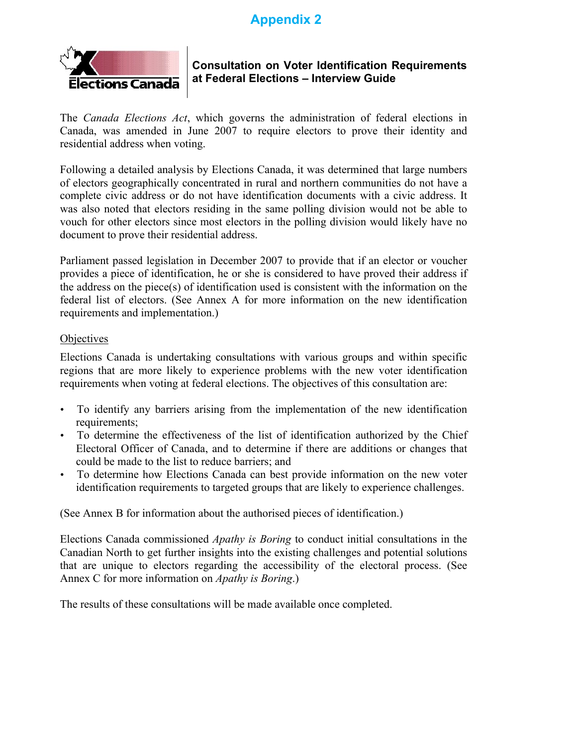# Appendix 2

**Elections Canada**

**Consultation on Voter Identification Requirements at Federal Elections – Interview Guide**

The *Canada Elections Act*, which governs the administration of federal elections in Canada, was amended in June 2007 to require electors to prove their identity and residential address when voting.

Following a detailed analysis by Elections Canada, it was determined that large numbers of electors geographically concentrated in rural and northern communities do not have a complete civic address or do not have identification documents with a civic address. It was also noted that electors residing in the same polling division would not be able to vouch for other electors since most electors in the polling division would likely have no document to prove their residential address.

Parliament passed legislation in December 2007 to provide that if an elector or voucher provides a piece of identification, he or she is considered to have proved their address if the address on the piece(s) of identification used is consistent with the information on the federal list of electors. (See Annex A for more information on the new identification requirements and implementation.)

## Objectives

Elections Canada is undertaking consultations with various groups and within specific regions that are more likely to experience problems with the new voter identification requirements when voting at federal elections. The objectives of this consultation are:

- To identify any barriers arising from the implementation of the new identification requirements;
- To determine the effectiveness of the list of identification authorized by the Chief Electoral Officer of Canada, and to determine if there are additions or changes that could be made to the list to reduce barriers; and
- To determine how Elections Canada can best provide information on the new voter identification requirements to targeted groups that are likely to experience challenges.

(See Annex B for information about the authorised pieces of identification.)

Elections Canada commissioned *Apathy is Boring* to conduct initial consultations in the Canadian North to get further insights into the existing challenges and potential solutions that are unique to electors regarding the accessibility of the electoral process. (See Annex C for more information on *Apathy is Boring*.)

The results of these consultations will be made available once completed.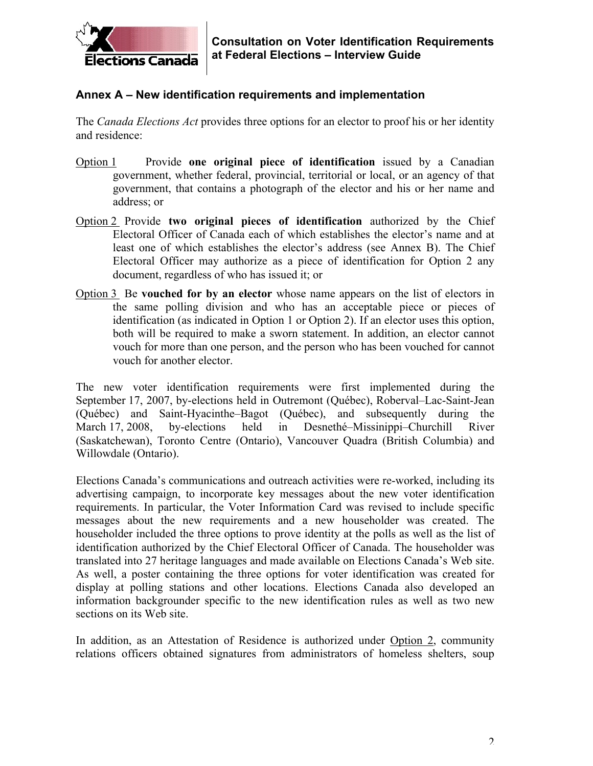## Annex A – New identification requirements and implementation

The *Canada Elections Act* provides three options for an elector to proof his or her identity and residence:

Option 1 Provide **one original piece of identification** issued by a Canadian government, whether federal, provincial, territorial or local, or an agency of that government, that contains a photograph of the elector and his or her name and address; or

Option 2 Provide **two original pieces of identification** authorized by the Chief Electoral Officer of Canada each of which establishes the elector's name and at least one of which establishes the elector's address (see Annex B). The Chief Electoral Officer may authorize as a piece of identification for Option 2 any document, regardless of who has issued it; or

Option 3 Be **vouched for by an elector** whose name appears on the list of electors in the same polling division and who has an acceptable piece or pieces of identification (as indicated in Option 1 or Option 2). If an elector uses this option, both will be required to make a sworn statement. In addition, an elector cannot vouch for more than one person, and the person who has been vouched for cannot vouch for another elector.

The new voter identification requirements were first implemented during the September 17, 2007, by-elections held in Outremont (Québec), Roberval–Lac-Saint-Jean (Québec) and Saint-Hyacinthe–Bagot (Québec), and subsequently during the March 17, 2008, by-elections held in Desnethé–Missinippi–Churchill River (Saskatchewan), Toronto Centre (Ontario), Vancouver Quadra (British Columbia) and Willowdale (Ontario).

Elections Canada's communications and outreach activities were re-worked, including its advertising campaign, to incorporate key messages about the new voter identification requirements. In particular, the Voter Information Card was revised to include specific messages about the new requirements and a new householder was created. The householder included the three options to prove identity at the polls as well as the list of identification authorized by the Chief Electoral Officer of Canada. The householder was translated into 27 heritage languages and made available on Elections Canada's Web site. As well, a poster containing the three options for voter identification was created for display at polling stations and other locations. Elections Canada also developed an information backgrounder specific to the new identification rules as well as two new sections on its Web site.

In addition, as an Attestation of Residence is authorized under Option 2, community relations officers obtained signatures from administrators of homeless shelters, soup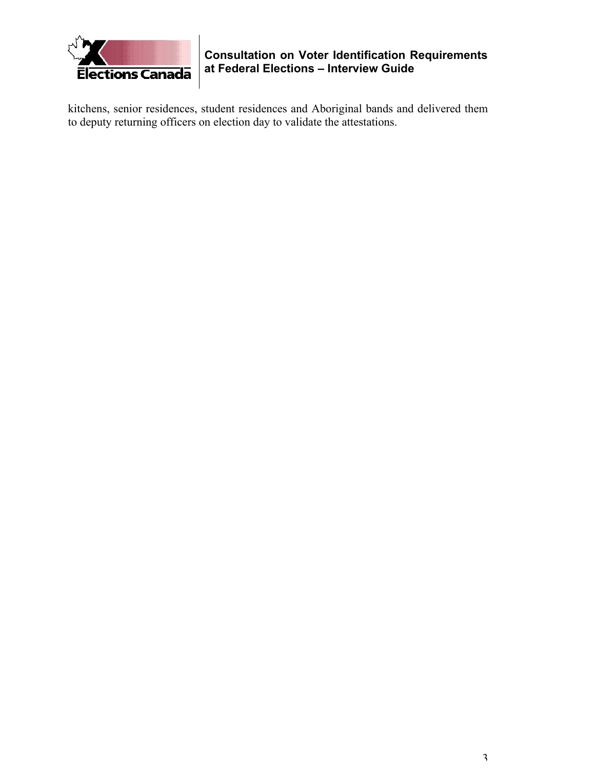kitchens, senior residences, student residences and Aboriginal bands and delivered them to deputy returning officers on election day to validate the attestations.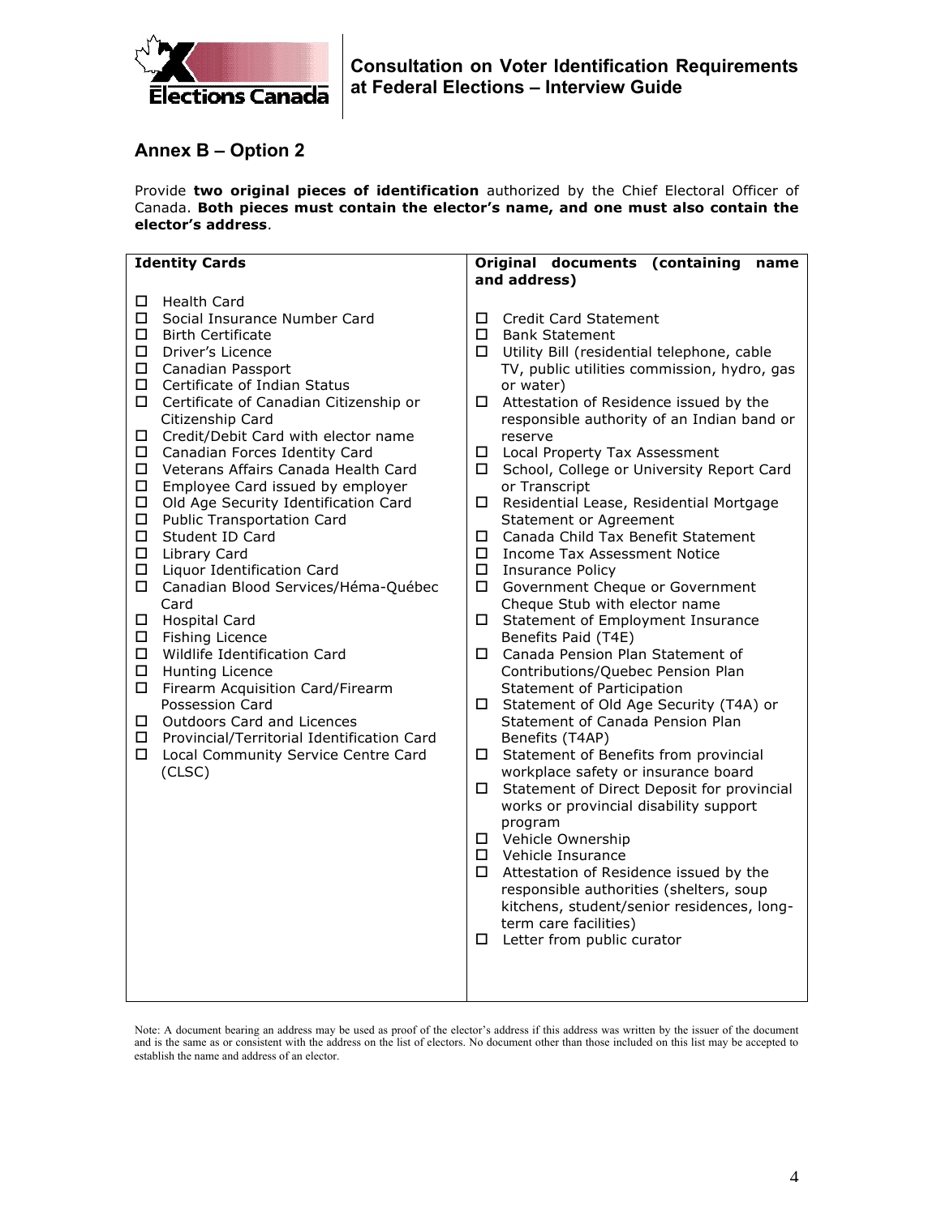## Annex B – Option 2

Provide **two original pieces of identification** authorized by the Chief Electoral Officer of Canada. **Both pieces must contain the elector's name, and one must also contain the elector's address**.

| Identity Cards | Original documents (containing name and address) |
|---|---|
| ☐ Health Card | ☐ Credit Card Statement |
| ☐ Social Insurance Number Card | ☐ Bank Statement |
| ☐ Birth Certificate | ☐ Utility Bill (residential telephone, cable TV, public utilities commission, hydro, gas or water) |
| ☐ Driver's Licence | ☐ Attestation of Residence issued by the responsible authority of an Indian band or reserve |
| ☐ Canadian Passport | ☐ Local Property Tax Assessment |
| ☐ Certificate of Indian Status | ☐ School, College or University Report Card or Transcript |
| ☐ Certificate of Canadian Citizenship or Citizenship Card | ☐ Residential Lease, Residential Mortgage Statement or Agreement |
| ☐ Credit/Debit Card with elector name | ☐ Canada Child Tax Benefit Statement |
| ☐ Canadian Forces Identity Card | ☐ Income Tax Assessment Notice |
| ☐ Veterans Affairs Canada Health Card | ☐ Insurance Policy |
| ☐ Employee Card issued by employer | ☐ Government Cheque or Government Cheque Stub with elector name |
| ☐ Old Age Security Identification Card | ☐ Statement of Employment Insurance Benefits Paid (T4E) |
| ☐ Public Transportation Card | ☐ Canada Pension Plan Statement of Contributions/Quebec Pension Plan Statement of Participation |
| ☐ Student ID Card | ☐ Statement of Old Age Security (T4A) or Statement of Canada Pension Plan Benefits (T4AP) |
| ☐ Library Card | ☐ Statement of Benefits from provincial workplace safety or insurance board |
| ☐ Liquor Identification Card | ☐ Statement of Direct Deposit for provincial works or provincial disability support program |
| ☐ Canadian Blood Services/Héma-Québec Card | ☐ Vehicle Ownership |
| ☐ Hospital Card | ☐ Vehicle Insurance |
| ☐ Fishing Licence | ☐ Attestation of Residence issued by the responsible authorities (shelters, soup kitchens, student/senior residences, long-term care facilities) |
| ☐ Wildlife Identification Card | ☐ Letter from public curator |
| ☐ Hunting Licence | |
| ☐ Firearm Acquisition Card/Firearm Possession Card | |
| ☐ Outdoors Card and Licences | |
| ☐ Provincial/Territorial Identification Card | |
| ☐ Local Community Service Centre Card (CLSC) | |

Note: A document bearing an address may be used as proof of the elector's address if this address was written by the issuer of the document and is the same as or consistent with the address on the list of electors. No document other than those included on this list may be accepted to establish the name and address of an elector.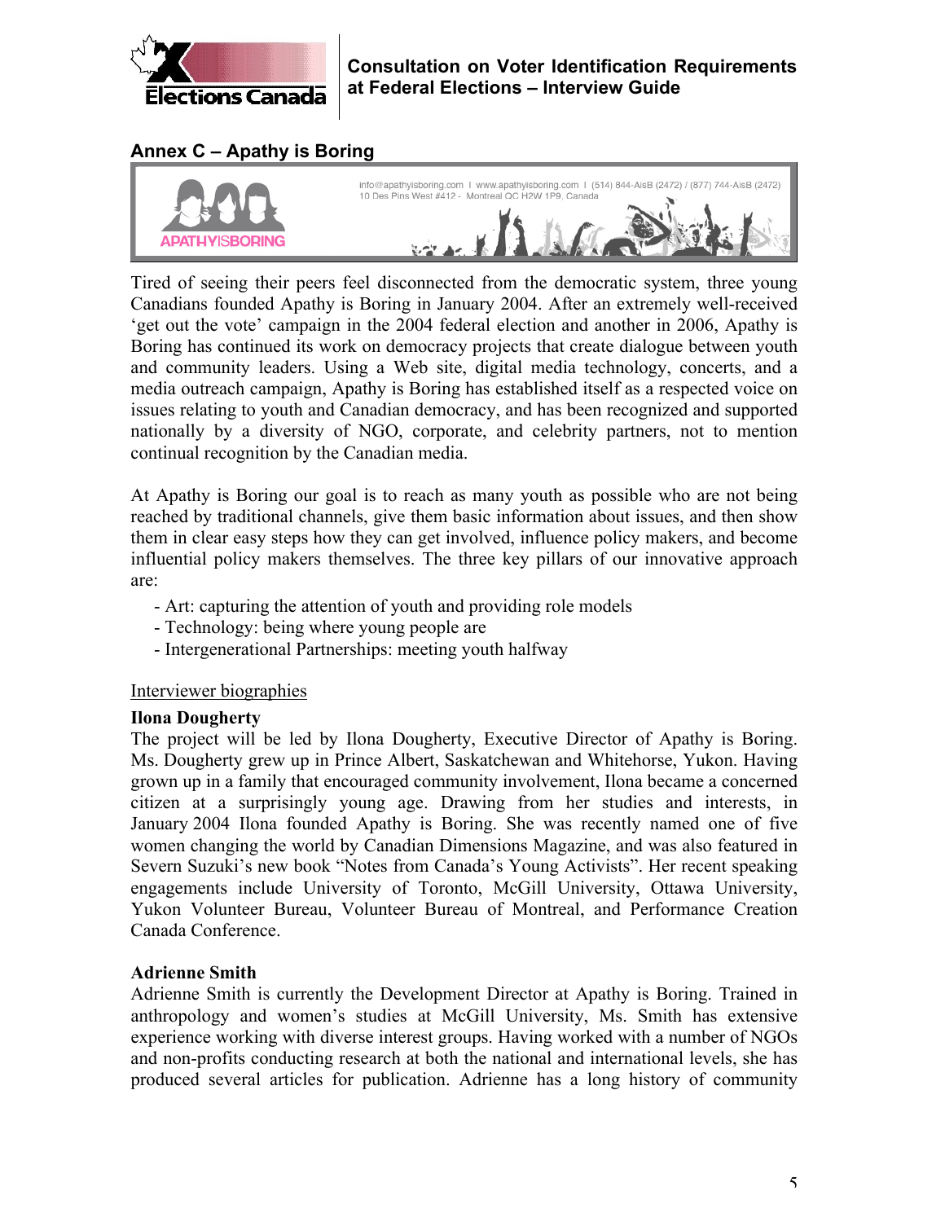## Annex C – Apathy is Boring

info@apathyisboring.com | www.apathyisboring.com | (514) 844-AisB (2472) / (877) 744-AisB (2472)
10 Des Pins West #412 - Montreal QC H2W 1P9, Canada

APATHYISBORING

Tired of seeing their peers feel disconnected from the democratic system, three young Canadians founded Apathy is Boring in January 2004. After an extremely well-received 'get out the vote' campaign in the 2004 federal election and another in 2006, Apathy is Boring has continued its work on democracy projects that create dialogue between youth and community leaders. Using a Web site, digital media technology, concerts, and a media outreach campaign, Apathy is Boring has established itself as a respected voice on issues relating to youth and Canadian democracy, and has been recognized and supported nationally by a diversity of NGO, corporate, and celebrity partners, not to mention continual recognition by the Canadian media.

At Apathy is Boring our goal is to reach as many youth as possible who are not being reached by traditional channels, give them basic information about issues, and then show them in clear easy steps how they can get involved, influence policy makers, and become influential policy makers themselves. The three key pillars of our innovative approach are:

- Art: capturing the attention of youth and providing role models
- Technology: being where young people are
- Intergenerational Partnerships: meeting youth halfway

Interviewer biographies

**Ilona Dougherty**
The project will be led by Ilona Dougherty, Executive Director of Apathy is Boring. Ms. Dougherty grew up in Prince Albert, Saskatchewan and Whitehorse, Yukon. Having grown up in a family that encouraged community involvement, Ilona became a concerned citizen at a surprisingly young age. Drawing from her studies and interests, in January 2004 Ilona founded Apathy is Boring. She was recently named one of five women changing the world by Canadian Dimensions Magazine, and was also featured in Severn Suzuki's new book "Notes from Canada's Young Activists". Her recent speaking engagements include University of Toronto, McGill University, Ottawa University, Yukon Volunteer Bureau, Volunteer Bureau of Montreal, and Performance Creation Canada Conference.

**Adrienne Smith**
Adrienne Smith is currently the Development Director at Apathy is Boring. Trained in anthropology and women's studies at McGill University, Ms. Smith has extensive experience working with diverse interest groups. Having worked with a number of NGOs and non-profits conducting research at both the national and international levels, she has produced several articles for publication. Adrienne has a long history of community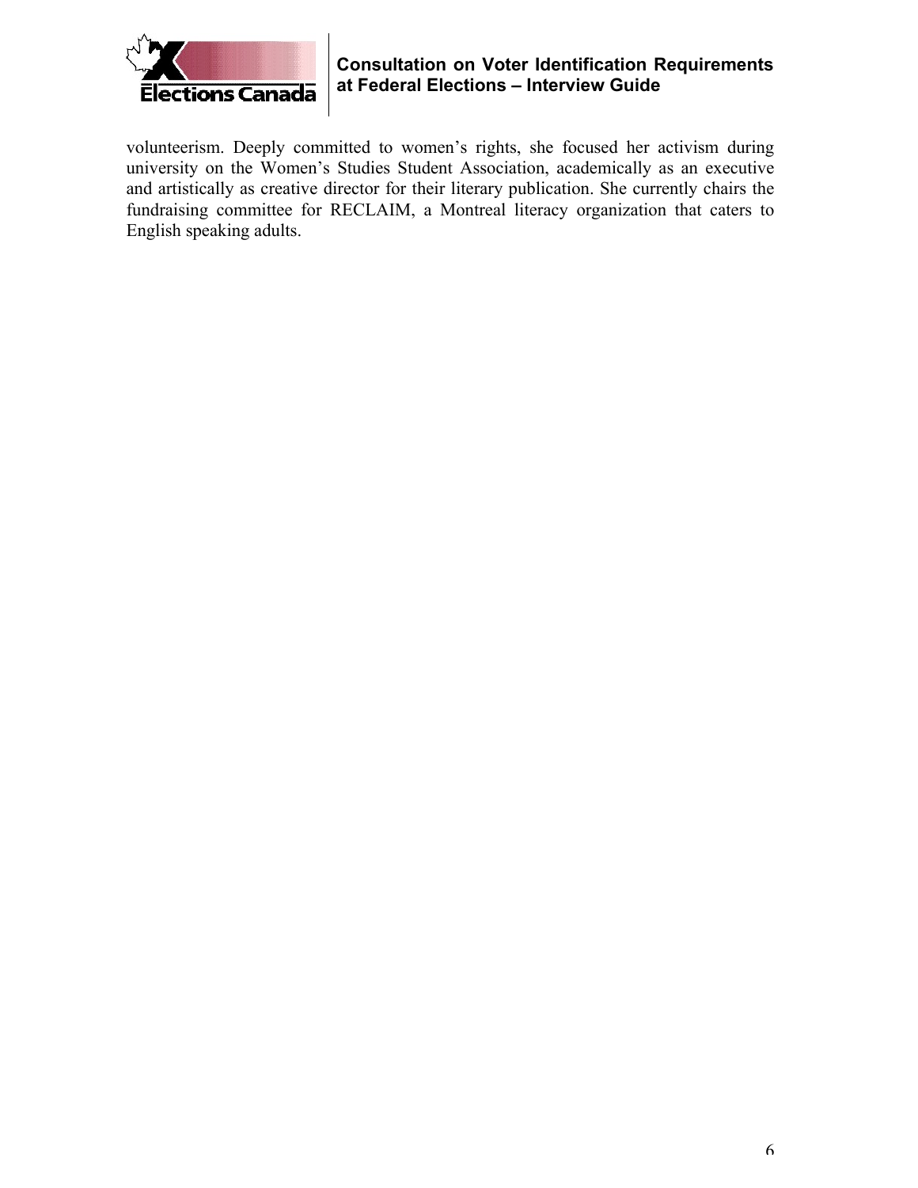volunteerism. Deeply committed to women's rights, she focused her activism during university on the Women's Studies Student Association, academically as an executive and artistically as creative director for their literary publication. She currently chairs the fundraising committee for RECLAIM, a Montreal literacy organization that caters to English speaking adults.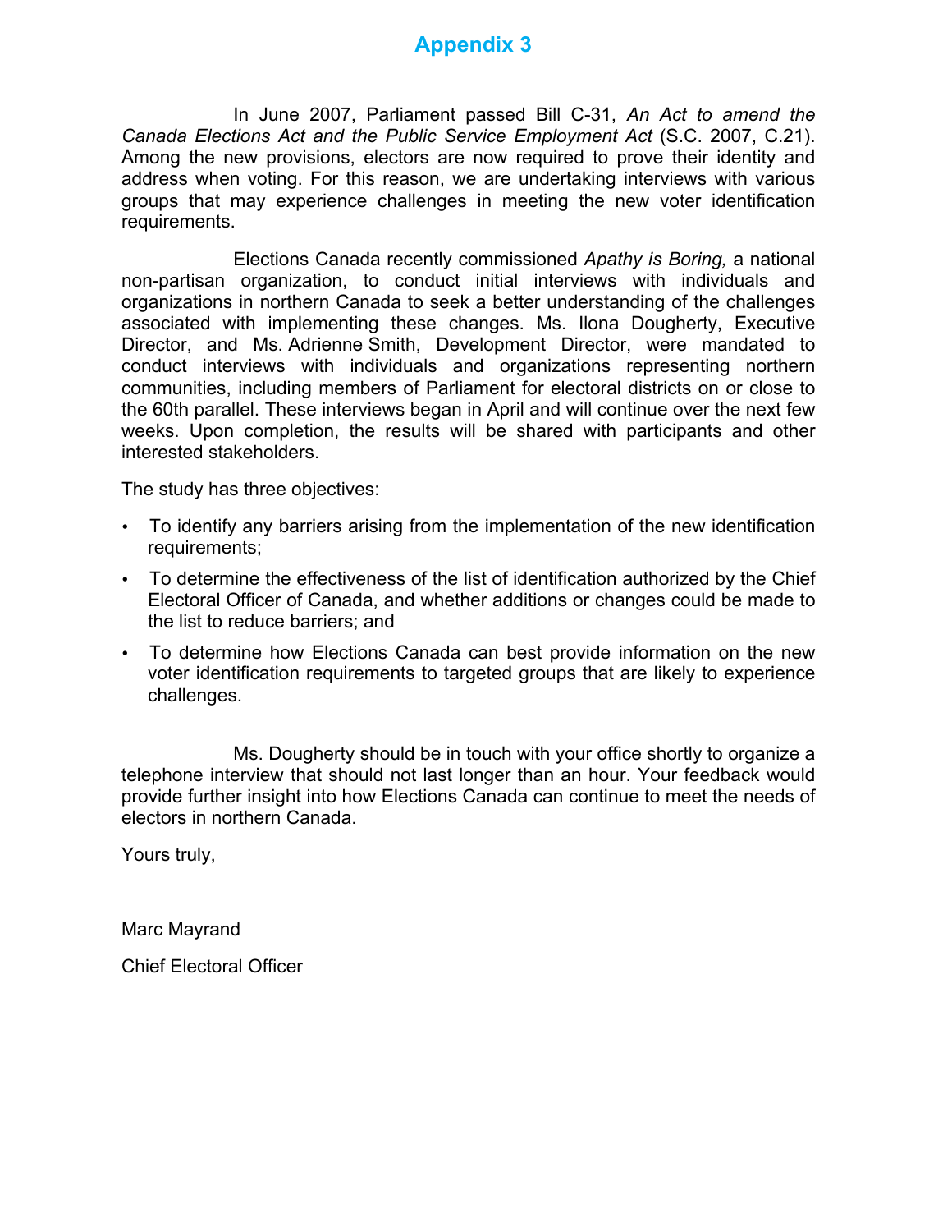# Appendix 3

In June 2007, Parliament passed Bill C-31, *An Act to amend the Canada Elections Act and the Public Service Employment Act* (S.C. 2007, C.21). Among the new provisions, electors are now required to prove their identity and address when voting. For this reason, we are undertaking interviews with various groups that may experience challenges in meeting the new voter identification requirements.

Elections Canada recently commissioned *Apathy is Boring,* a national non-partisan organization, to conduct initial interviews with individuals and organizations in northern Canada to seek a better understanding of the challenges associated with implementing these changes. Ms. Ilona Dougherty, Executive Director, and Ms. Adrienne Smith, Development Director, were mandated to conduct interviews with individuals and organizations representing northern communities, including members of Parliament for electoral districts on or close to the 60th parallel. These interviews began in April and will continue over the next few weeks. Upon completion, the results will be shared with participants and other interested stakeholders.

The study has three objectives:

- To identify any barriers arising from the implementation of the new identification requirements;
- To determine the effectiveness of the list of identification authorized by the Chief Electoral Officer of Canada, and whether additions or changes could be made to the list to reduce barriers; and
- To determine how Elections Canada can best provide information on the new voter identification requirements to targeted groups that are likely to experience challenges.

Ms. Dougherty should be in touch with your office shortly to organize a telephone interview that should not last longer than an hour. Your feedback would provide further insight into how Elections Canada can continue to meet the needs of electors in northern Canada.

Yours truly,

Marc Mayrand

Chief Electoral Officer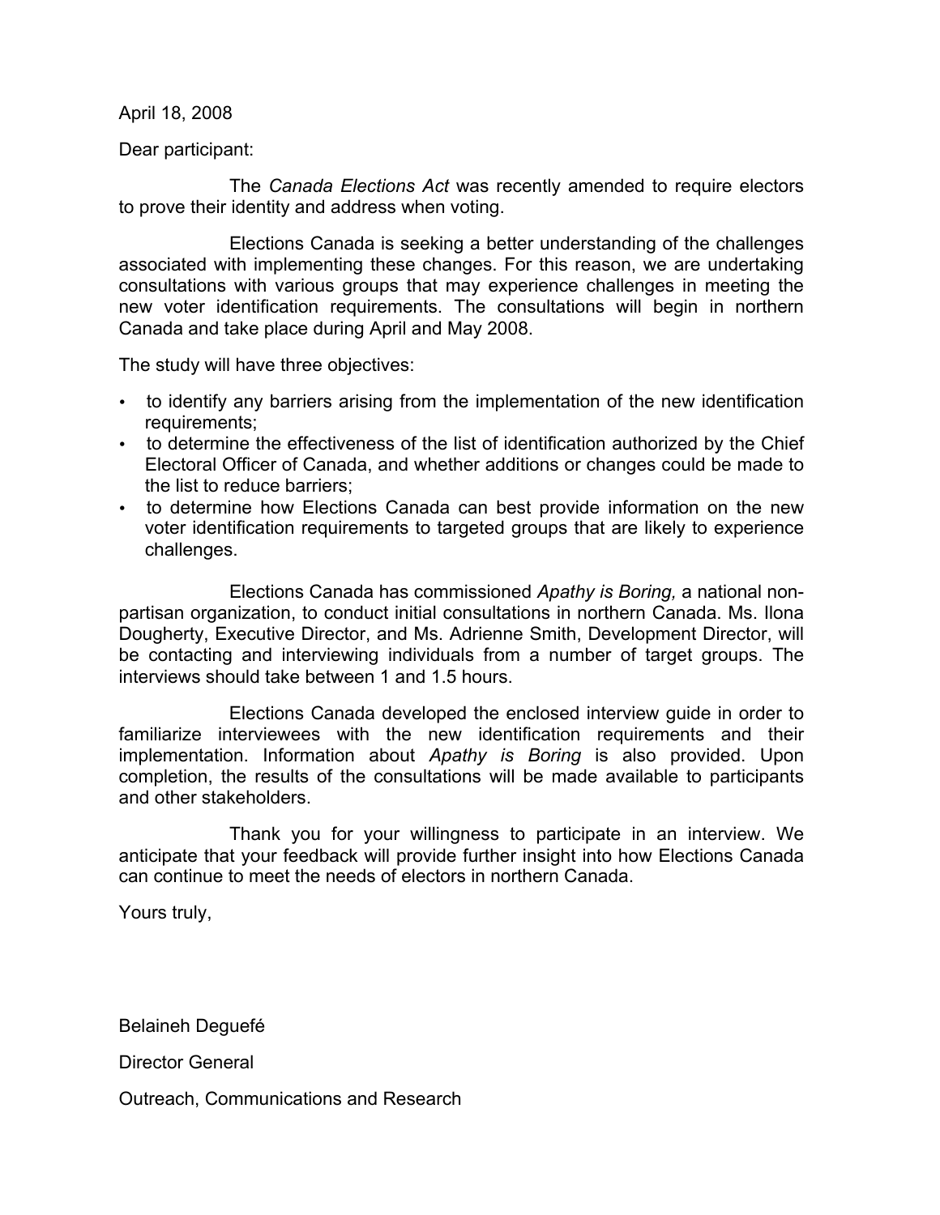April 18, 2008

Dear participant:

The *Canada Elections Act* was recently amended to require electors to prove their identity and address when voting.

Elections Canada is seeking a better understanding of the challenges associated with implementing these changes. For this reason, we are undertaking consultations with various groups that may experience challenges in meeting the new voter identification requirements. The consultations will begin in northern Canada and take place during April and May 2008.

The study will have three objectives:

- to identify any barriers arising from the implementation of the new identification requirements;
- to determine the effectiveness of the list of identification authorized by the Chief Electoral Officer of Canada, and whether additions or changes could be made to the list to reduce barriers;
- to determine how Elections Canada can best provide information on the new voter identification requirements to targeted groups that are likely to experience challenges.

Elections Canada has commissioned *Apathy is Boring,* a national non-partisan organization, to conduct initial consultations in northern Canada. Ms. Ilona Dougherty, Executive Director, and Ms. Adrienne Smith, Development Director, will be contacting and interviewing individuals from a number of target groups. The interviews should take between 1 and 1.5 hours.

Elections Canada developed the enclosed interview guide in order to familiarize interviewees with the new identification requirements and their implementation. Information about *Apathy is Boring* is also provided. Upon completion, the results of the consultations will be made available to participants and other stakeholders.

Thank you for your willingness to participate in an interview. We anticipate that your feedback will provide further insight into how Elections Canada can continue to meet the needs of electors in northern Canada.

Yours truly,

Belaineh Deguefé

Director General

Outreach, Communications and Research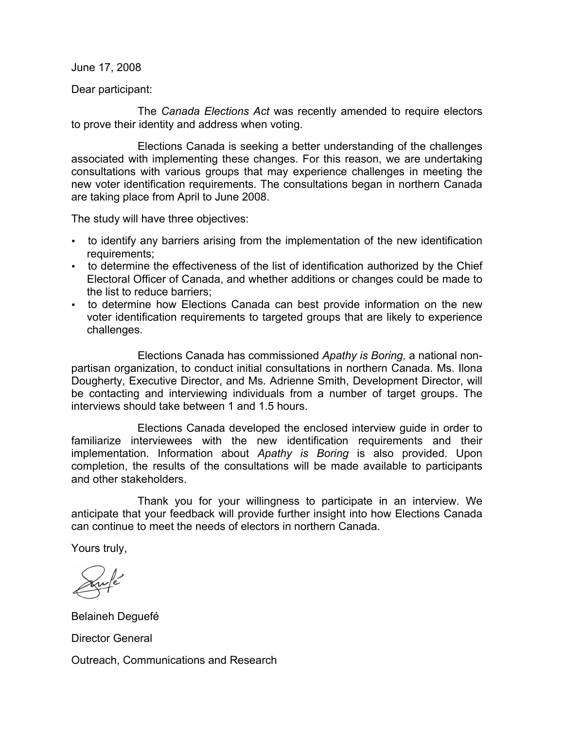June 17, 2008

Dear participant:

The *Canada Elections Act* was recently amended to require electors to prove their identity and address when voting.

Elections Canada is seeking a better understanding of the challenges associated with implementing these changes. For this reason, we are undertaking consultations with various groups that may experience challenges in meeting the new voter identification requirements. The consultations began in northern Canada are taking place from April to June 2008.

The study will have three objectives:

- to identify any barriers arising from the implementation of the new identification requirements;
- to determine the effectiveness of the list of identification authorized by the Chief Electoral Officer of Canada, and whether additions or changes could be made to the list to reduce barriers;
- to determine how Elections Canada can best provide information on the new voter identification requirements to targeted groups that are likely to experience challenges.

Elections Canada has commissioned *Apathy is Boring,* a national non-partisan organization, to conduct initial consultations in northern Canada. Ms. Ilona Dougherty, Executive Director, and Ms. Adrienne Smith, Development Director, will be contacting and interviewing individuals from a number of target groups. The interviews should take between 1 and 1.5 hours.

Elections Canada developed the enclosed interview guide in order to familiarize interviewees with the new identification requirements and their implementation. Information about *Apathy is Boring* is also provided. Upon completion, the results of the consultations will be made available to participants and other stakeholders.

Thank you for your willingness to participate in an interview. We anticipate that your feedback will provide further insight into how Elections Canada can continue to meet the needs of electors in northern Canada.

Yours truly,

Belaineh Deguefé

Director General

Outreach, Communications and Research